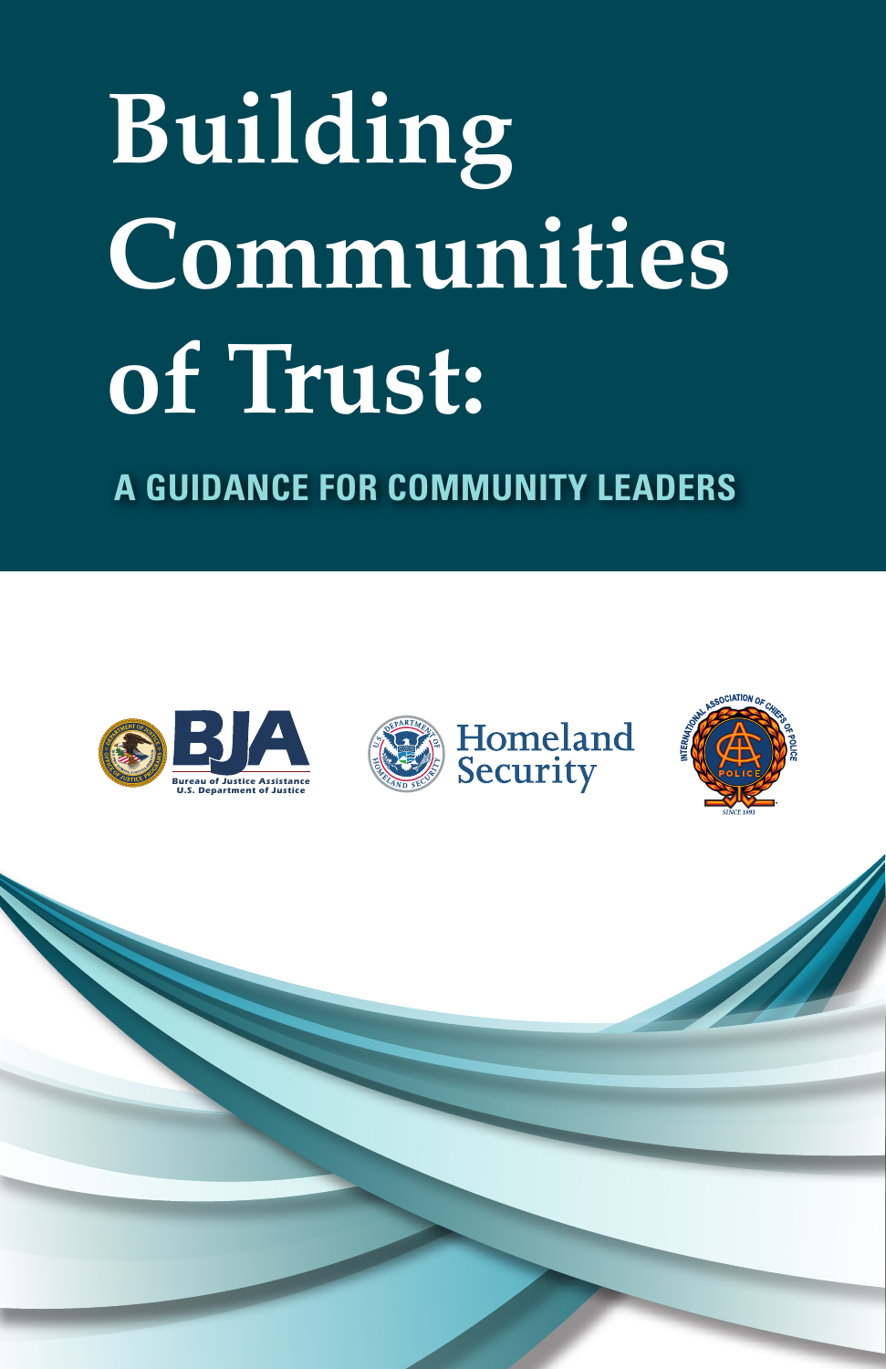# Building Communities of Trust:

## A GUIDANCE FOR COMMUNITY LEADERS

BJA
Bureau of Justice Assistance
U.S. Department of Justice

Homeland Security

International Association of Chiefs of Police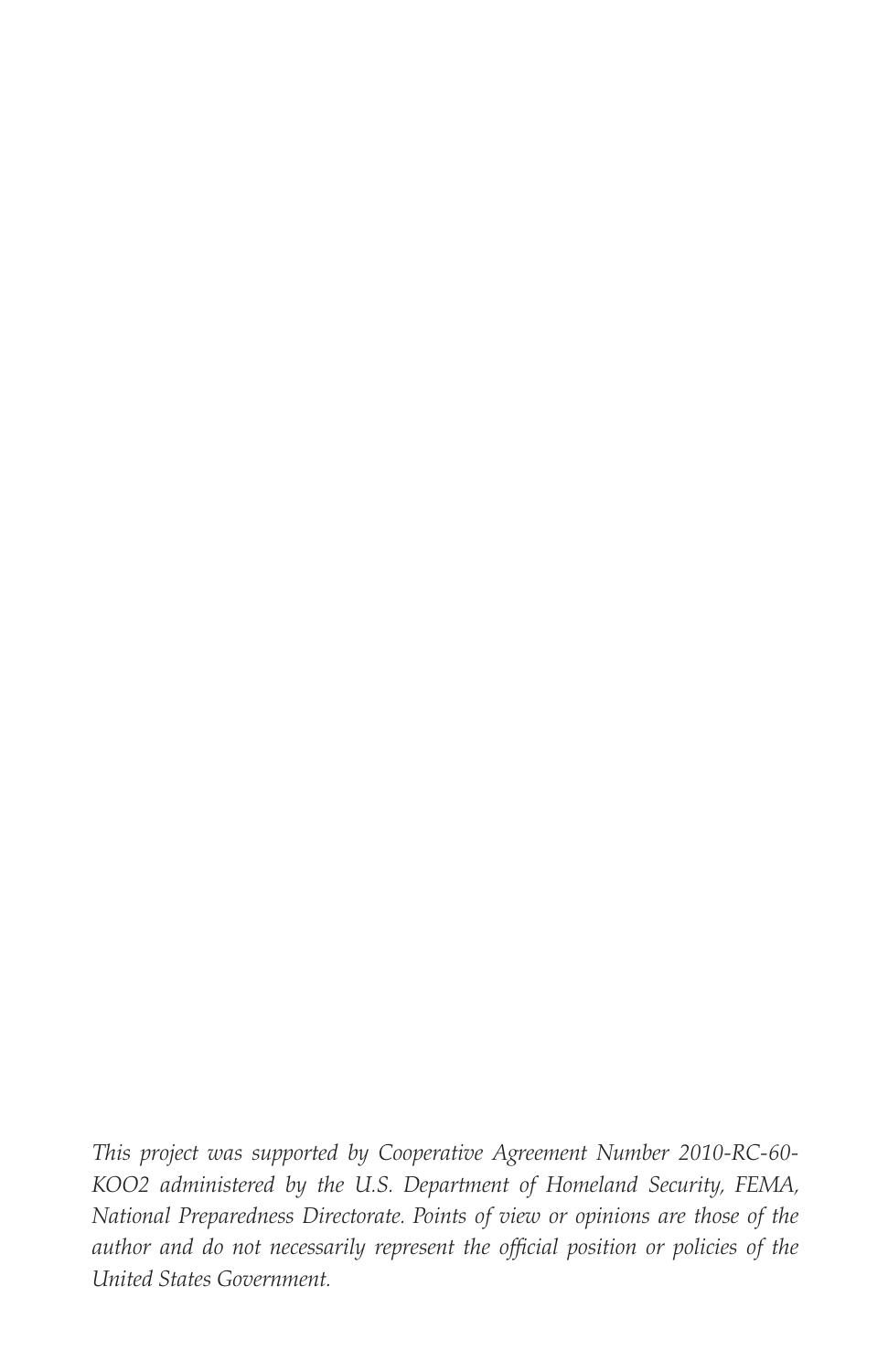*This project was supported by Cooperative Agreement Number 2010-RC-60-KOO2 administered by the U.S. Department of Homeland Security, FEMA, National Preparedness Directorate. Points of view or opinions are those of the author and do not necessarily represent the official position or policies of the United States Government.*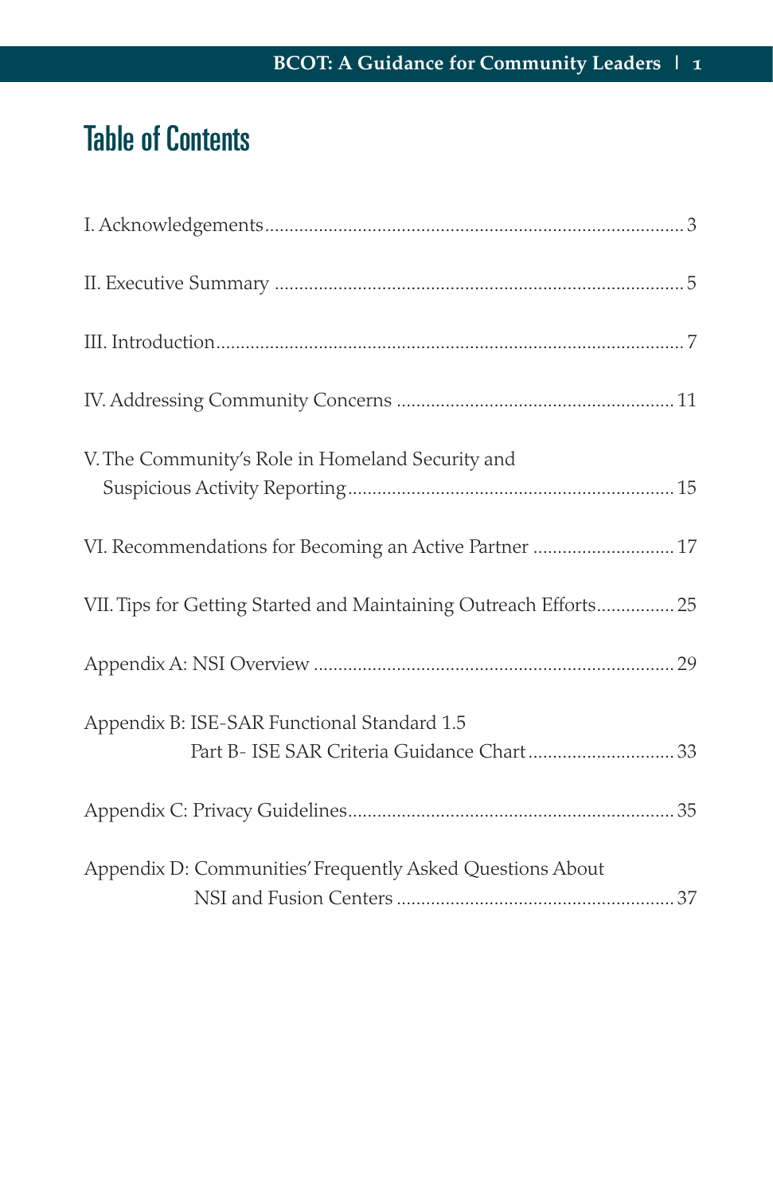# Table of Contents

I. Acknowledgements.................................................................................... 3

II. Executive Summary .................................................................................. 5

III. Introduction............................................................................................... 7

IV. Addressing Community Concerns ....................................................... 11

V. The Community's Role in Homeland Security and
Suspicious Activity Reporting................................................................. 15

VI. Recommendations for Becoming an Active Partner ............................ 17

VII. Tips for Getting Started and Maintaining Outreach Efforts................ 25

Appendix A: NSI Overview ........................................................................ 29

Appendix B: ISE-SAR Functional Standard 1.5
Part B- ISE SAR Criteria Guidance Chart............................. 33

Appendix C: Privacy Guidelines................................................................. 35

Appendix D: Communities' Frequently Asked Questions About
NSI and Fusion Centers ........................................................ 37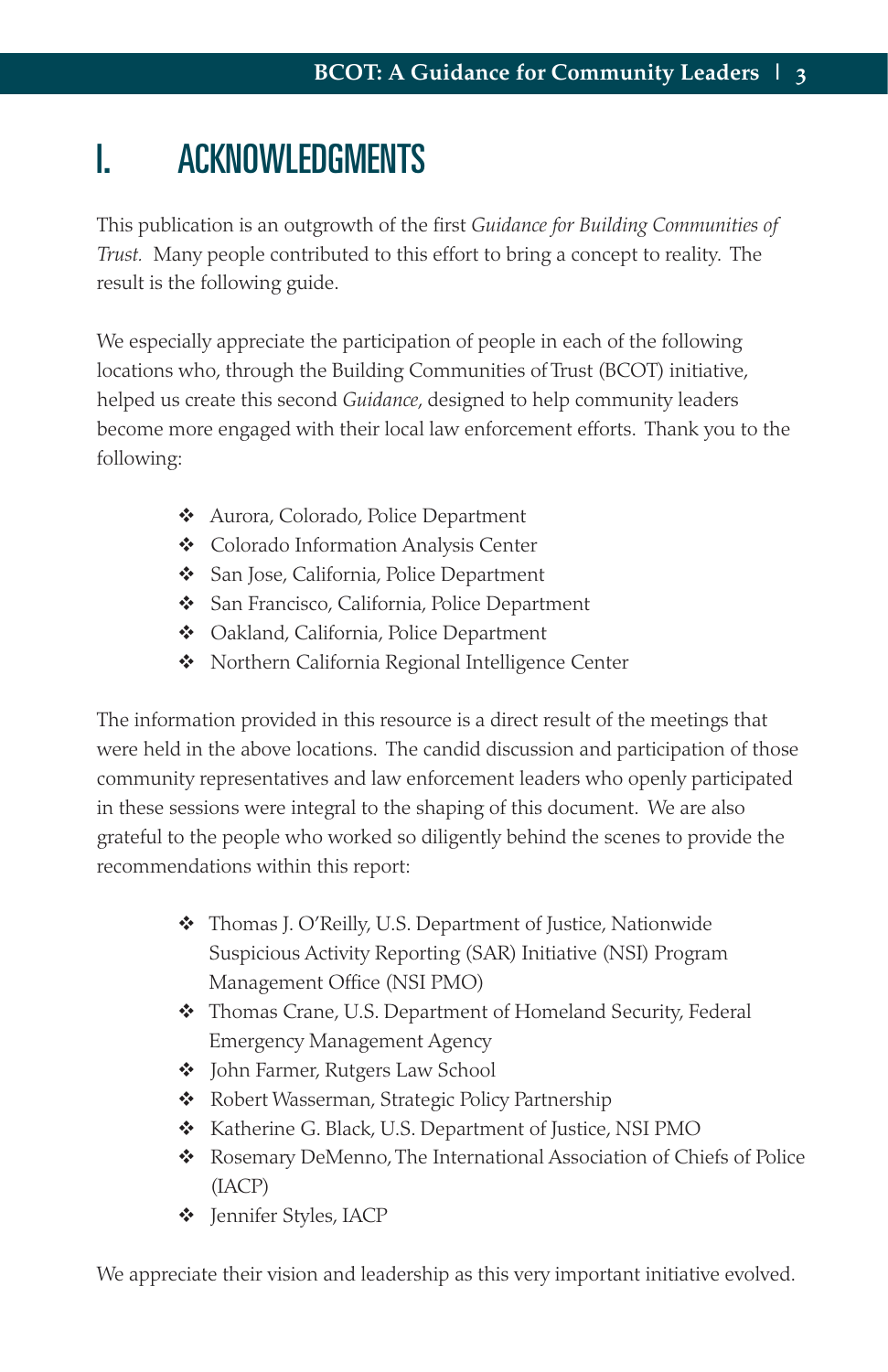# I. ACKNOWLEDGMENTS

This publication is an outgrowth of the first *Guidance for Building Communities of Trust.* Many people contributed to this effort to bring a concept to reality. The result is the following guide.

We especially appreciate the participation of people in each of the following locations who, through the Building Communities of Trust (BCOT) initiative, helped us create this second *Guidance*, designed to help community leaders become more engaged with their local law enforcement efforts. Thank you to the following:

- Aurora, Colorado, Police Department
- Colorado Information Analysis Center
- San Jose, California, Police Department
- San Francisco, California, Police Department
- Oakland, California, Police Department
- Northern California Regional Intelligence Center

The information provided in this resource is a direct result of the meetings that were held in the above locations. The candid discussion and participation of those community representatives and law enforcement leaders who openly participated in these sessions were integral to the shaping of this document. We are also grateful to the people who worked so diligently behind the scenes to provide the recommendations within this report:

- Thomas J. O'Reilly, U.S. Department of Justice, Nationwide Suspicious Activity Reporting (SAR) Initiative (NSI) Program Management Office (NSI PMO)
- Thomas Crane, U.S. Department of Homeland Security, Federal Emergency Management Agency
- John Farmer, Rutgers Law School
- Robert Wasserman, Strategic Policy Partnership
- Katherine G. Black, U.S. Department of Justice, NSI PMO
- Rosemary DeMenno, The International Association of Chiefs of Police (IACP)
- Jennifer Styles, IACP

We appreciate their vision and leadership as this very important initiative evolved.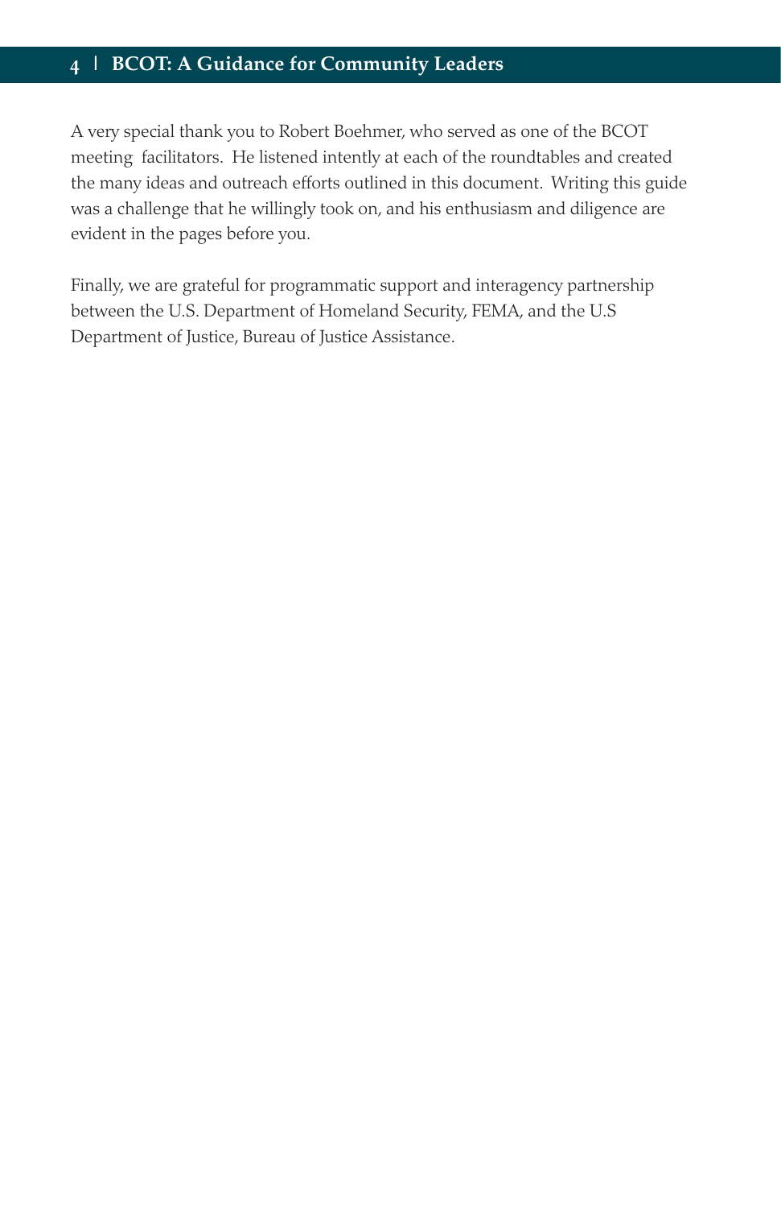A very special thank you to Robert Boehmer, who served as one of the BCOT meeting facilitators. He listened intently at each of the roundtables and created the many ideas and outreach efforts outlined in this document. Writing this guide was a challenge that he willingly took on, and his enthusiasm and diligence are evident in the pages before you.

Finally, we are grateful for programmatic support and interagency partnership between the U.S. Department of Homeland Security, FEMA, and the U.S Department of Justice, Bureau of Justice Assistance.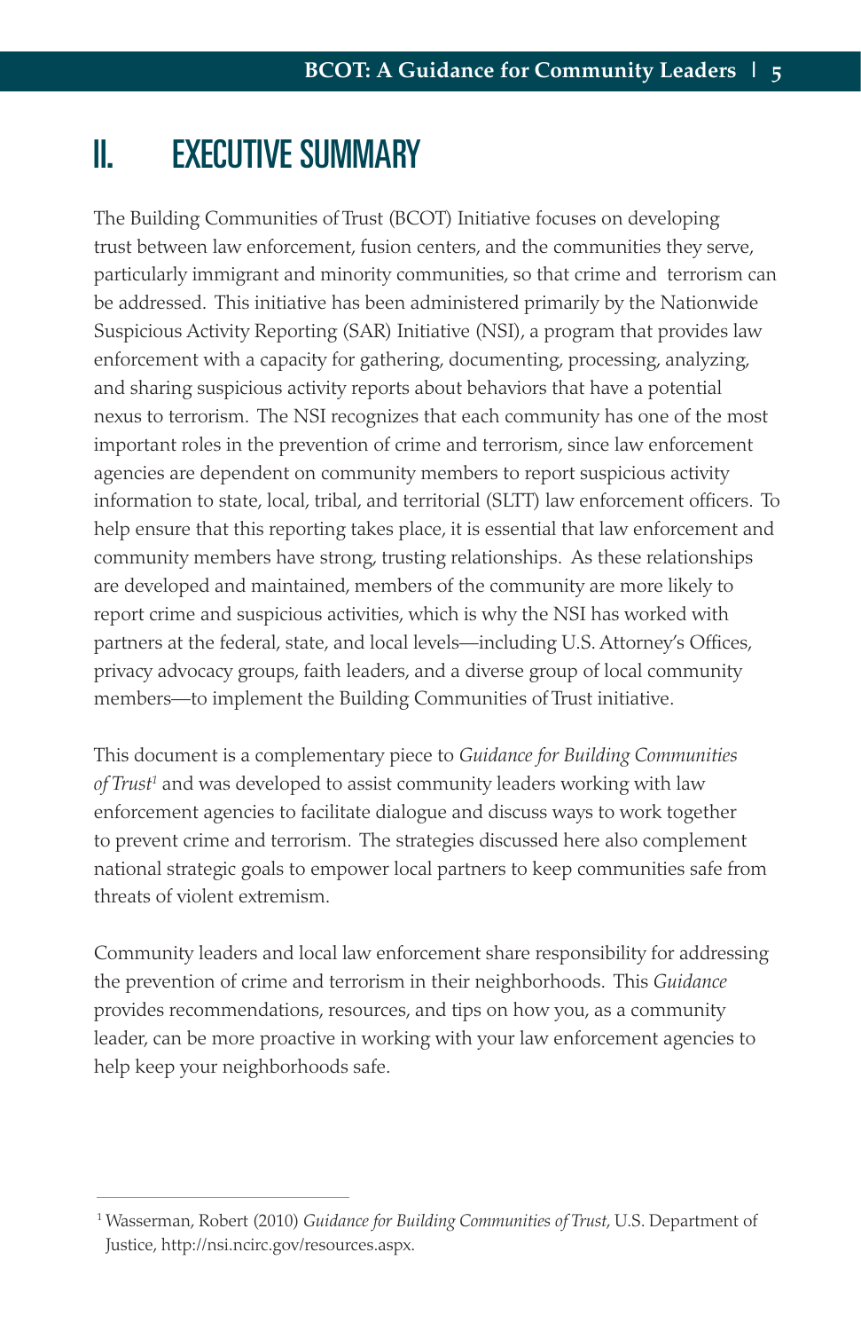# II. EXECUTIVE SUMMARY

The Building Communities of Trust (BCOT) Initiative focuses on developing trust between law enforcement, fusion centers, and the communities they serve, particularly immigrant and minority communities, so that crime and terrorism can be addressed. This initiative has been administered primarily by the Nationwide Suspicious Activity Reporting (SAR) Initiative (NSI), a program that provides law enforcement with a capacity for gathering, documenting, processing, analyzing, and sharing suspicious activity reports about behaviors that have a potential nexus to terrorism. The NSI recognizes that each community has one of the most important roles in the prevention of crime and terrorism, since law enforcement agencies are dependent on community members to report suspicious activity information to state, local, tribal, and territorial (SLTT) law enforcement officers. To help ensure that this reporting takes place, it is essential that law enforcement and community members have strong, trusting relationships. As these relationships are developed and maintained, members of the community are more likely to report crime and suspicious activities, which is why the NSI has worked with partners at the federal, state, and local levels—including U.S. Attorney's Offices, privacy advocacy groups, faith leaders, and a diverse group of local community members—to implement the Building Communities of Trust initiative.

This document is a complementary piece to *Guidance for Building Communities of Trust*[1] and was developed to assist community leaders working with law enforcement agencies to facilitate dialogue and discuss ways to work together to prevent crime and terrorism. The strategies discussed here also complement national strategic goals to empower local partners to keep communities safe from threats of violent extremism.

Community leaders and local law enforcement share responsibility for addressing the prevention of crime and terrorism in their neighborhoods. This *Guidance* provides recommendations, resources, and tips on how you, as a community leader, can be more proactive in working with your law enforcement agencies to help keep your neighborhoods safe.

---

[1] Wasserman, Robert (2010) *Guidance for Building Communities of Trust*, U.S. Department of Justice, http://nsi.ncirc.gov/resources.aspx.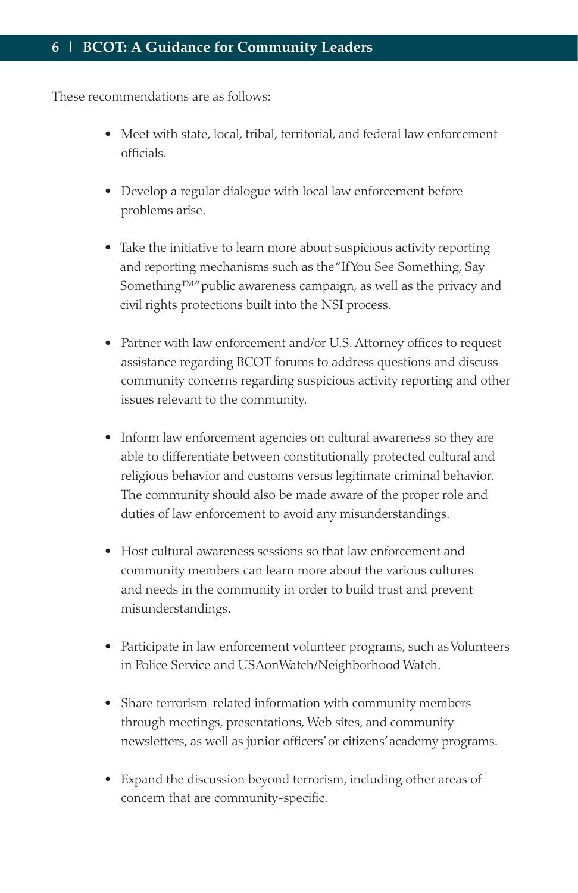These recommendations are as follows:

- Meet with state, local, tribal, territorial, and federal law enforcement officials.
- Develop a regular dialogue with local law enforcement before problems arise.
- Take the initiative to learn more about suspicious activity reporting and reporting mechanisms such as the "If You See Something, Say Something™" public awareness campaign, as well as the privacy and civil rights protections built into the NSI process.
- Partner with law enforcement and/or U.S. Attorney offices to request assistance regarding BCOT forums to address questions and discuss community concerns regarding suspicious activity reporting and other issues relevant to the community.
- Inform law enforcement agencies on cultural awareness so they are able to differentiate between constitutionally protected cultural and religious behavior and customs versus legitimate criminal behavior. The community should also be made aware of the proper role and duties of law enforcement to avoid any misunderstandings.
- Host cultural awareness sessions so that law enforcement and community members can learn more about the various cultures and needs in the community in order to build trust and prevent misunderstandings.
- Participate in law enforcement volunteer programs, such as Volunteers in Police Service and USAonWatch/Neighborhood Watch.
- Share terrorism-related information with community members through meetings, presentations, Web sites, and community newsletters, as well as junior officers' or citizens' academy programs.
- Expand the discussion beyond terrorism, including other areas of concern that are community-specific.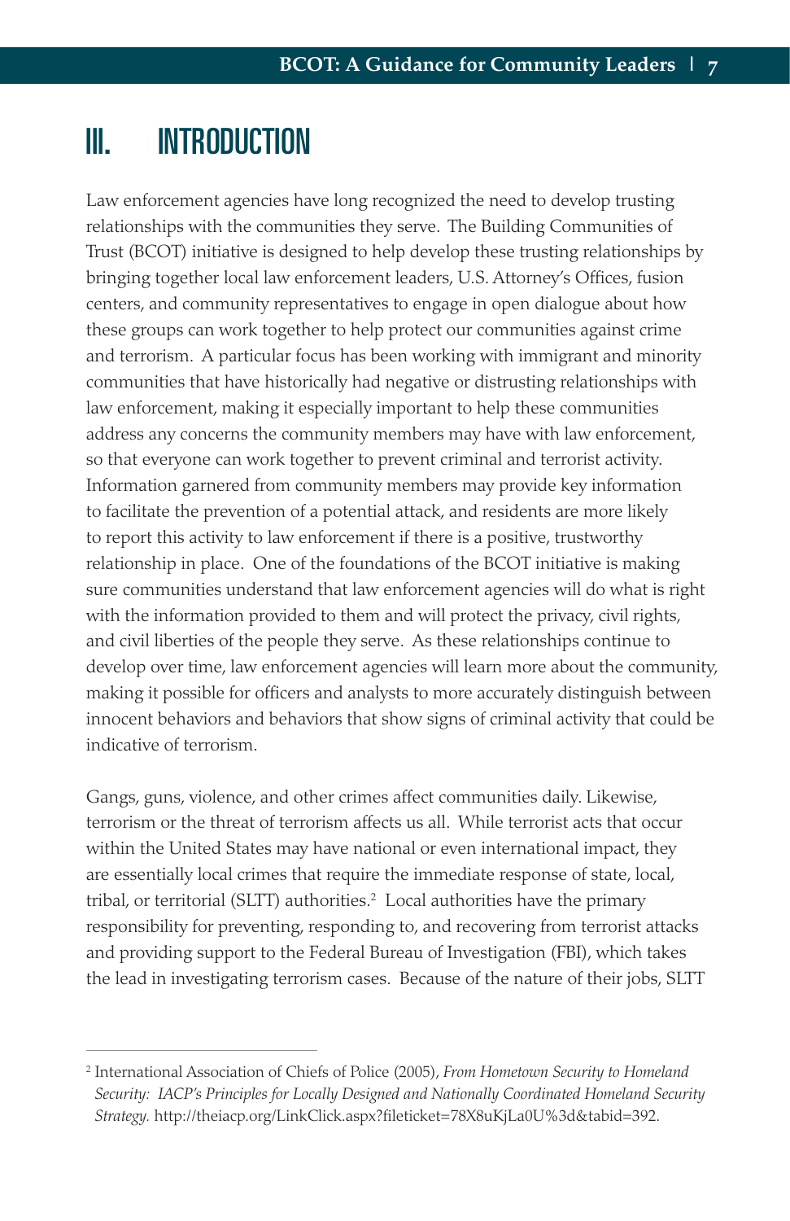# III. INTRODUCTION

Law enforcement agencies have long recognized the need to develop trusting relationships with the communities they serve. The Building Communities of Trust (BCOT) initiative is designed to help develop these trusting relationships by bringing together local law enforcement leaders, U.S. Attorney's Offices, fusion centers, and community representatives to engage in open dialogue about how these groups can work together to help protect our communities against crime and terrorism. A particular focus has been working with immigrant and minority communities that have historically had negative or distrusting relationships with law enforcement, making it especially important to help these communities address any concerns the community members may have with law enforcement, so that everyone can work together to prevent criminal and terrorist activity. Information garnered from community members may provide key information to facilitate the prevention of a potential attack, and residents are more likely to report this activity to law enforcement if there is a positive, trustworthy relationship in place. One of the foundations of the BCOT initiative is making sure communities understand that law enforcement agencies will do what is right with the information provided to them and will protect the privacy, civil rights, and civil liberties of the people they serve. As these relationships continue to develop over time, law enforcement agencies will learn more about the community, making it possible for officers and analysts to more accurately distinguish between innocent behaviors and behaviors that show signs of criminal activity that could be indicative of terrorism.

Gangs, guns, violence, and other crimes affect communities daily. Likewise, terrorism or the threat of terrorism affects us all. While terrorist acts that occur within the United States may have national or even international impact, they are essentially local crimes that require the immediate response of state, local, tribal, or territorial (SLTT) authorities.[2] Local authorities have the primary responsibility for preventing, responding to, and recovering from terrorist attacks and providing support to the Federal Bureau of Investigation (FBI), which takes the lead in investigating terrorism cases. Because of the nature of their jobs, SLTT

---

[2] International Association of Chiefs of Police (2005), *From Hometown Security to Homeland Security: IACP's Principles for Locally Designed and Nationally Coordinated Homeland Security Strategy.* http://theiacp.org/LinkClick.aspx?fileticket=78X8uKjLa0U%3d&tabid=392.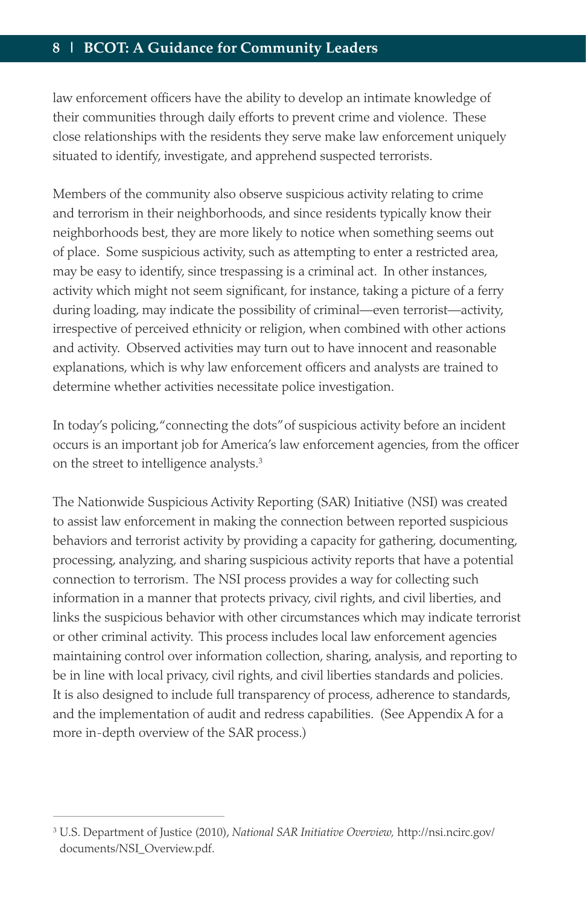law enforcement officers have the ability to develop an intimate knowledge of their communities through daily efforts to prevent crime and violence. These close relationships with the residents they serve make law enforcement uniquely situated to identify, investigate, and apprehend suspected terrorists.

Members of the community also observe suspicious activity relating to crime and terrorism in their neighborhoods, and since residents typically know their neighborhoods best, they are more likely to notice when something seems out of place. Some suspicious activity, such as attempting to enter a restricted area, may be easy to identify, since trespassing is a criminal act. In other instances, activity which might not seem significant, for instance, taking a picture of a ferry during loading, may indicate the possibility of criminal—even terrorist—activity, irrespective of perceived ethnicity or religion, when combined with other actions and activity. Observed activities may turn out to have innocent and reasonable explanations, which is why law enforcement officers and analysts are trained to determine whether activities necessitate police investigation.

In today's policing, "connecting the dots" of suspicious activity before an incident occurs is an important job for America's law enforcement agencies, from the officer on the street to intelligence analysts.[3]

The Nationwide Suspicious Activity Reporting (SAR) Initiative (NSI) was created to assist law enforcement in making the connection between reported suspicious behaviors and terrorist activity by providing a capacity for gathering, documenting, processing, analyzing, and sharing suspicious activity reports that have a potential connection to terrorism. The NSI process provides a way for collecting such information in a manner that protects privacy, civil rights, and civil liberties, and links the suspicious behavior with other circumstances which may indicate terrorist or other criminal activity. This process includes local law enforcement agencies maintaining control over information collection, sharing, analysis, and reporting to be in line with local privacy, civil rights, and civil liberties standards and policies. It is also designed to include full transparency of process, adherence to standards, and the implementation of audit and redress capabilities. (See Appendix A for a more in-depth overview of the SAR process.)

---

[3] U.S. Department of Justice (2010), *National SAR Initiative Overview,* http://nsi.ncirc.gov/documents/NSI_Overview.pdf.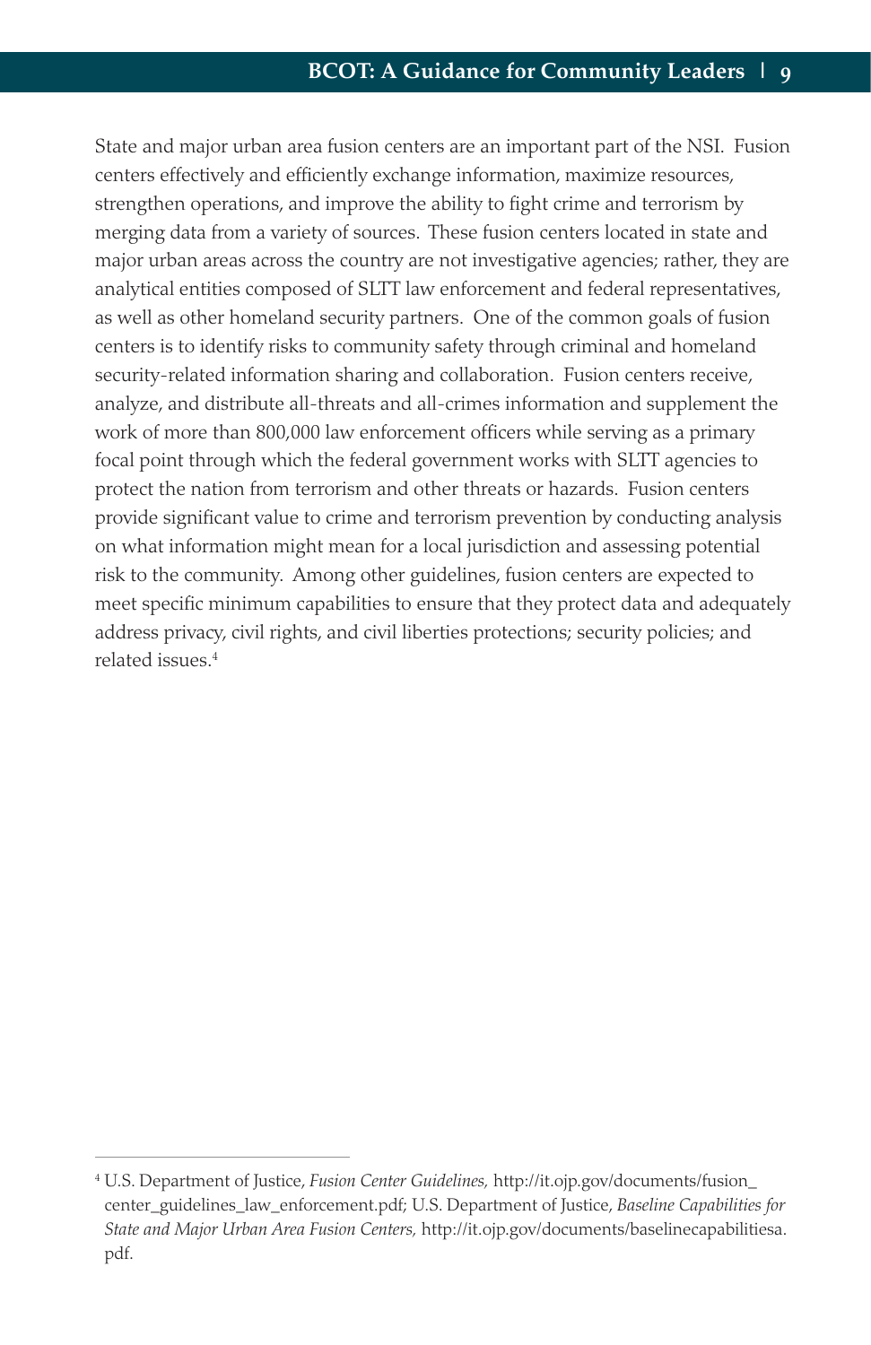State and major urban area fusion centers are an important part of the NSI. Fusion centers effectively and efficiently exchange information, maximize resources, strengthen operations, and improve the ability to fight crime and terrorism by merging data from a variety of sources. These fusion centers located in state and major urban areas across the country are not investigative agencies; rather, they are analytical entities composed of SLTT law enforcement and federal representatives, as well as other homeland security partners. One of the common goals of fusion centers is to identify risks to community safety through criminal and homeland security-related information sharing and collaboration. Fusion centers receive, analyze, and distribute all-threats and all-crimes information and supplement the work of more than 800,000 law enforcement officers while serving as a primary focal point through which the federal government works with SLTT agencies to protect the nation from terrorism and other threats or hazards. Fusion centers provide significant value to crime and terrorism prevention by conducting analysis on what information might mean for a local jurisdiction and assessing potential risk to the community. Among other guidelines, fusion centers are expected to meet specific minimum capabilities to ensure that they protect data and adequately address privacy, civil rights, and civil liberties protections; security policies; and related issues.[4]

---

[4] U.S. Department of Justice, *Fusion Center Guidelines,* http://it.ojp.gov/documents/fusion_center_guidelines_law_enforcement.pdf; U.S. Department of Justice, *Baseline Capabilities for State and Major Urban Area Fusion Centers,* http://it.ojp.gov/documents/baselinecapabilitiesa.pdf.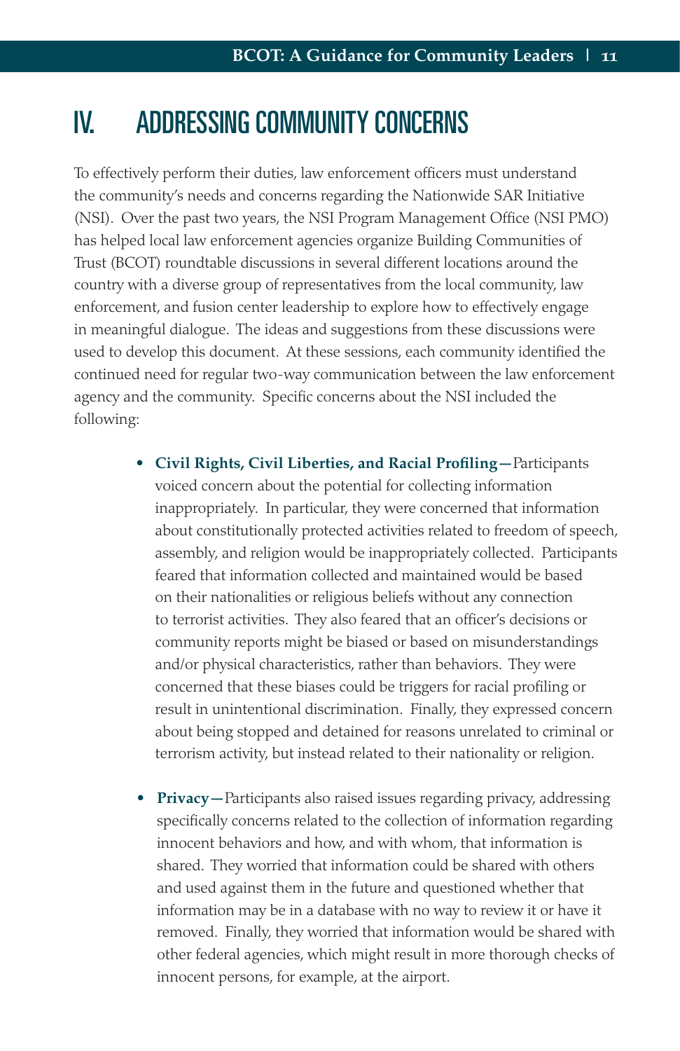# IV. ADDRESSING COMMUNITY CONCERNS

To effectively perform their duties, law enforcement officers must understand the community's needs and concerns regarding the Nationwide SAR Initiative (NSI). Over the past two years, the NSI Program Management Office (NSI PMO) has helped local law enforcement agencies organize Building Communities of Trust (BCOT) roundtable discussions in several different locations around the country with a diverse group of representatives from the local community, law enforcement, and fusion center leadership to explore how to effectively engage in meaningful dialogue. The ideas and suggestions from these discussions were used to develop this document. At these sessions, each community identified the continued need for regular two-way communication between the law enforcement agency and the community. Specific concerns about the NSI included the following:

- **Civil Rights, Civil Liberties, and Racial Profiling—**Participants voiced concern about the potential for collecting information inappropriately. In particular, they were concerned that information about constitutionally protected activities related to freedom of speech, assembly, and religion would be inappropriately collected. Participants feared that information collected and maintained would be based on their nationalities or religious beliefs without any connection to terrorist activities. They also feared that an officer's decisions or community reports might be biased or based on misunderstandings and/or physical characteristics, rather than behaviors. They were concerned that these biases could be triggers for racial profiling or result in unintentional discrimination. Finally, they expressed concern about being stopped and detained for reasons unrelated to criminal or terrorism activity, but instead related to their nationality or religion.

- **Privacy—**Participants also raised issues regarding privacy, addressing specifically concerns related to the collection of information regarding innocent behaviors and how, and with whom, that information is shared. They worried that information could be shared with others and used against them in the future and questioned whether that information may be in a database with no way to review it or have it removed. Finally, they worried that information would be shared with other federal agencies, which might result in more thorough checks of innocent persons, for example, at the airport.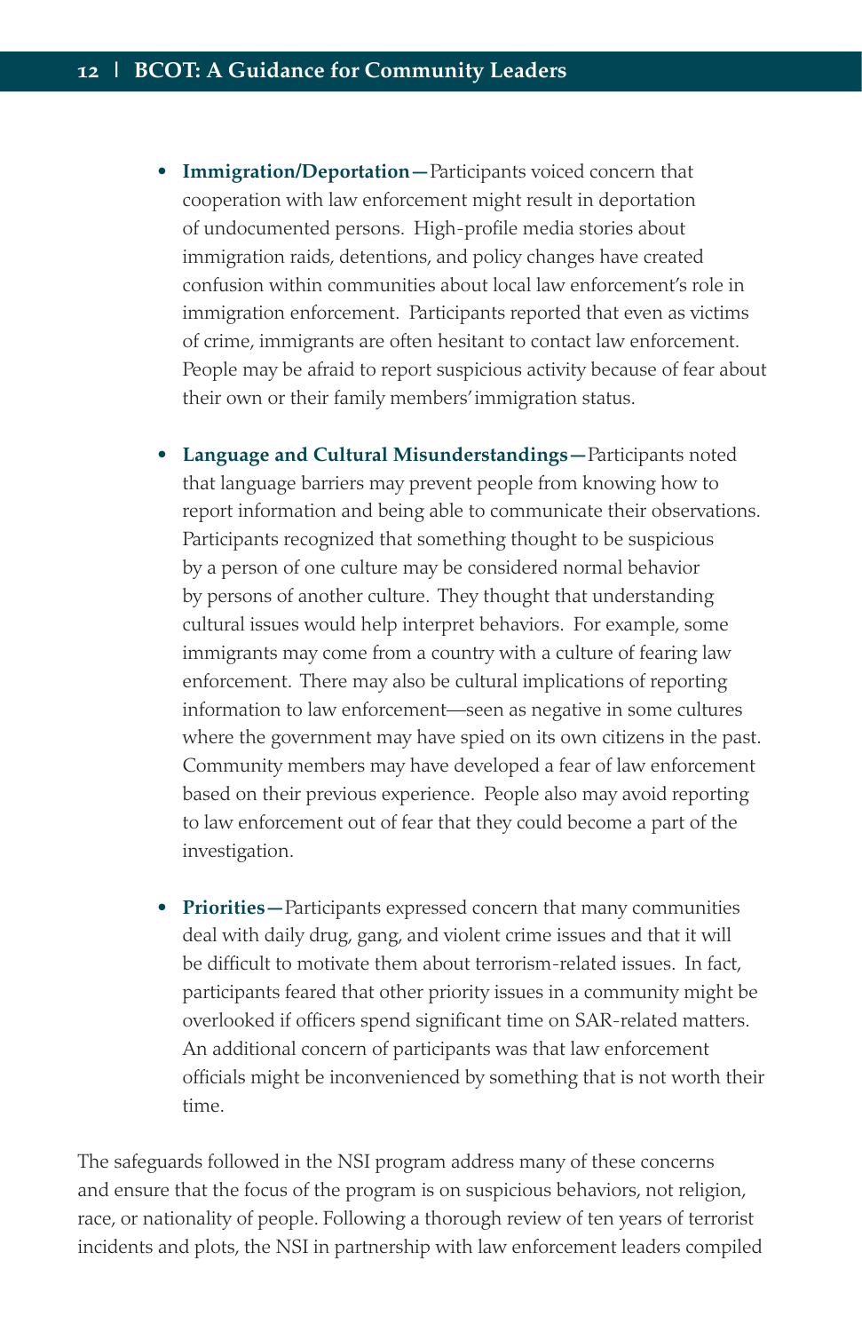- **Immigration/Deportation—**Participants voiced concern that cooperation with law enforcement might result in deportation of undocumented persons. High-profile media stories about immigration raids, detentions, and policy changes have created confusion within communities about local law enforcement's role in immigration enforcement. Participants reported that even as victims of crime, immigrants are often hesitant to contact law enforcement. People may be afraid to report suspicious activity because of fear about their own or their family members' immigration status.

- **Language and Cultural Misunderstandings—**Participants noted that language barriers may prevent people from knowing how to report information and being able to communicate their observations. Participants recognized that something thought to be suspicious by a person of one culture may be considered normal behavior by persons of another culture. They thought that understanding cultural issues would help interpret behaviors. For example, some immigrants may come from a country with a culture of fearing law enforcement. There may also be cultural implications of reporting information to law enforcement—seen as negative in some cultures where the government may have spied on its own citizens in the past. Community members may have developed a fear of law enforcement based on their previous experience. People also may avoid reporting to law enforcement out of fear that they could become a part of the investigation.

- **Priorities—**Participants expressed concern that many communities deal with daily drug, gang, and violent crime issues and that it will be difficult to motivate them about terrorism-related issues. In fact, participants feared that other priority issues in a community might be overlooked if officers spend significant time on SAR-related matters. An additional concern of participants was that law enforcement officials might be inconvenienced by something that is not worth their time.

The safeguards followed in the NSI program address many of these concerns and ensure that the focus of the program is on suspicious behaviors, not religion, race, or nationality of people. Following a thorough review of ten years of terrorist incidents and plots, the NSI in partnership with law enforcement leaders compiled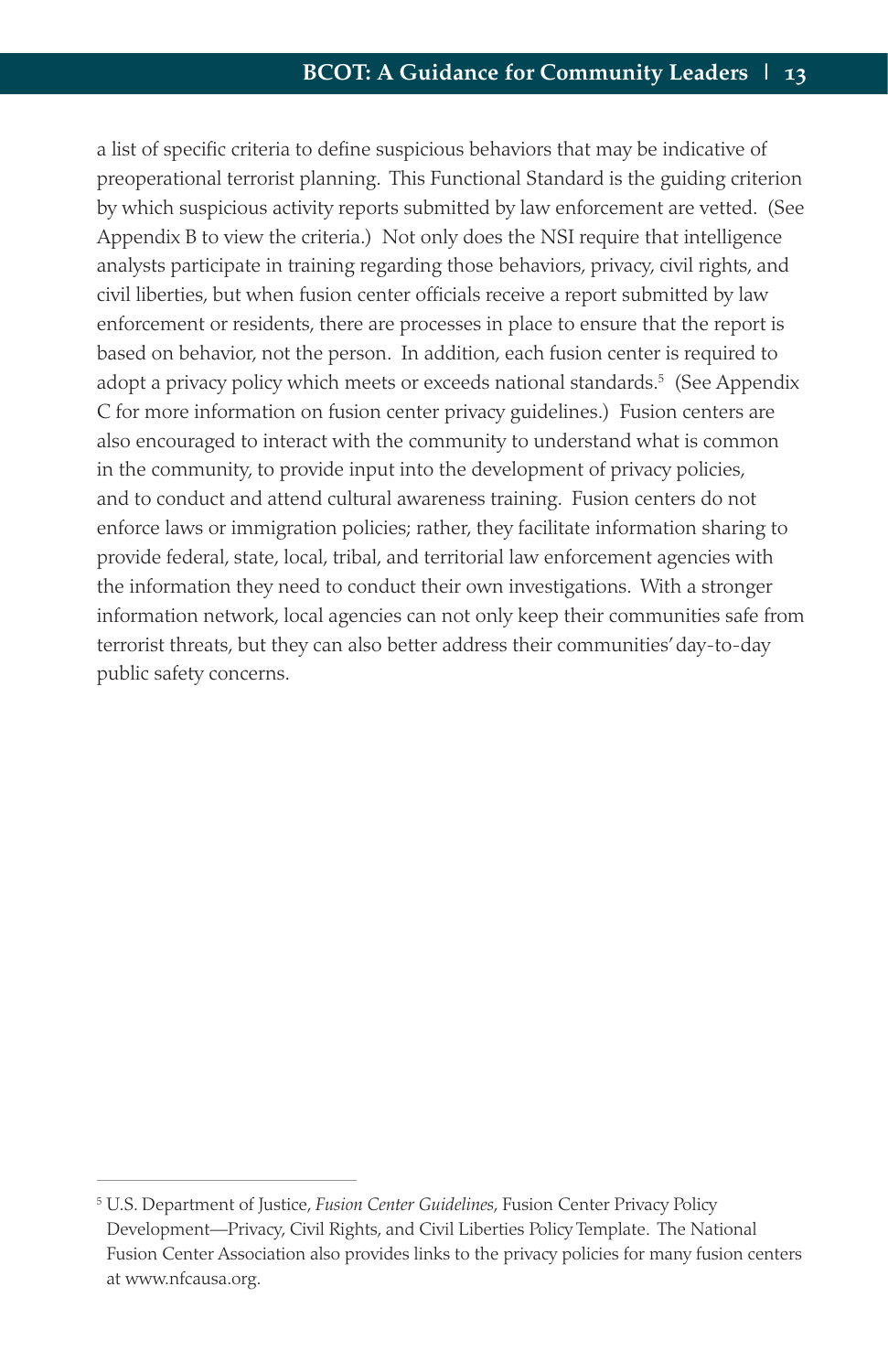a list of specific criteria to define suspicious behaviors that may be indicative of preoperational terrorist planning. This Functional Standard is the guiding criterion by which suspicious activity reports submitted by law enforcement are vetted. (See Appendix B to view the criteria.) Not only does the NSI require that intelligence analysts participate in training regarding those behaviors, privacy, civil rights, and civil liberties, but when fusion center officials receive a report submitted by law enforcement or residents, there are processes in place to ensure that the report is based on behavior, not the person. In addition, each fusion center is required to adopt a privacy policy which meets or exceeds national standards.[5] (See Appendix C for more information on fusion center privacy guidelines.) Fusion centers are also encouraged to interact with the community to understand what is common in the community, to provide input into the development of privacy policies, and to conduct and attend cultural awareness training. Fusion centers do not enforce laws or immigration policies; rather, they facilitate information sharing to provide federal, state, local, tribal, and territorial law enforcement agencies with the information they need to conduct their own investigations. With a stronger information network, local agencies can not only keep their communities safe from terrorist threats, but they can also better address their communities' day-to-day public safety concerns.

---

[5] U.S. Department of Justice, *Fusion Center Guidelines*, Fusion Center Privacy Policy Development—Privacy, Civil Rights, and Civil Liberties Policy Template. The National Fusion Center Association also provides links to the privacy policies for many fusion centers at www.nfcausa.org.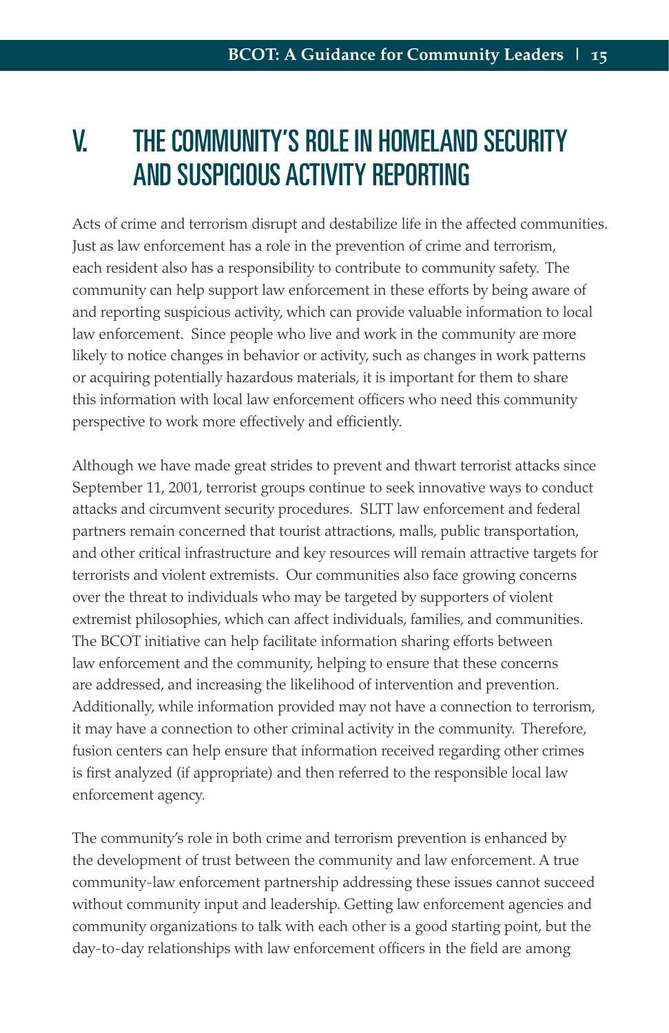# V. THE COMMUNITY'S ROLE IN HOMELAND SECURITY AND SUSPICIOUS ACTIVITY REPORTING

Acts of crime and terrorism disrupt and destabilize life in the affected communities. Just as law enforcement has a role in the prevention of crime and terrorism, each resident also has a responsibility to contribute to community safety. The community can help support law enforcement in these efforts by being aware of and reporting suspicious activity, which can provide valuable information to local law enforcement. Since people who live and work in the community are more likely to notice changes in behavior or activity, such as changes in work patterns or acquiring potentially hazardous materials, it is important for them to share this information with local law enforcement officers who need this community perspective to work more effectively and efficiently.

Although we have made great strides to prevent and thwart terrorist attacks since September 11, 2001, terrorist groups continue to seek innovative ways to conduct attacks and circumvent security procedures. SLTT law enforcement and federal partners remain concerned that tourist attractions, malls, public transportation, and other critical infrastructure and key resources will remain attractive targets for terrorists and violent extremists. Our communities also face growing concerns over the threat to individuals who may be targeted by supporters of violent extremist philosophies, which can affect individuals, families, and communities. The BCOT initiative can help facilitate information sharing efforts between law enforcement and the community, helping to ensure that these concerns are addressed, and increasing the likelihood of intervention and prevention. Additionally, while information provided may not have a connection to terrorism, it may have a connection to other criminal activity in the community. Therefore, fusion centers can help ensure that information received regarding other crimes is first analyzed (if appropriate) and then referred to the responsible local law enforcement agency.

The community's role in both crime and terrorism prevention is enhanced by the development of trust between the community and law enforcement. A true community-law enforcement partnership addressing these issues cannot succeed without community input and leadership. Getting law enforcement agencies and community organizations to talk with each other is a good starting point, but the day-to-day relationships with law enforcement officers in the field are among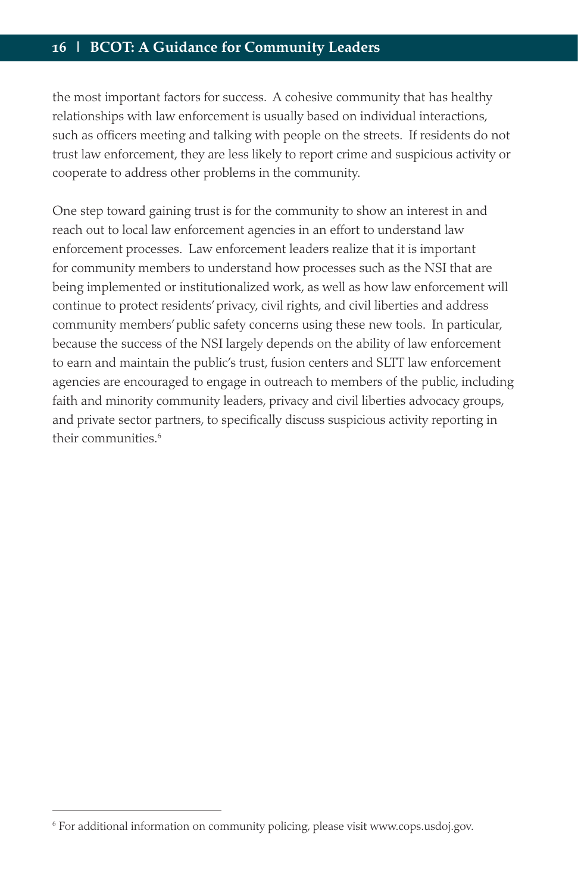the most important factors for success. A cohesive community that has healthy relationships with law enforcement is usually based on individual interactions, such as officers meeting and talking with people on the streets. If residents do not trust law enforcement, they are less likely to report crime and suspicious activity or cooperate to address other problems in the community.

One step toward gaining trust is for the community to show an interest in and reach out to local law enforcement agencies in an effort to understand law enforcement processes. Law enforcement leaders realize that it is important for community members to understand how processes such as the NSI that are being implemented or institutionalized work, as well as how law enforcement will continue to protect residents' privacy, civil rights, and civil liberties and address community members' public safety concerns using these new tools. In particular, because the success of the NSI largely depends on the ability of law enforcement to earn and maintain the public's trust, fusion centers and SLTT law enforcement agencies are encouraged to engage in outreach to members of the public, including faith and minority community leaders, privacy and civil liberties advocacy groups, and private sector partners, to specifically discuss suspicious activity reporting in their communities.[6]

---

[6] For additional information on community policing, please visit www.cops.usdoj.gov.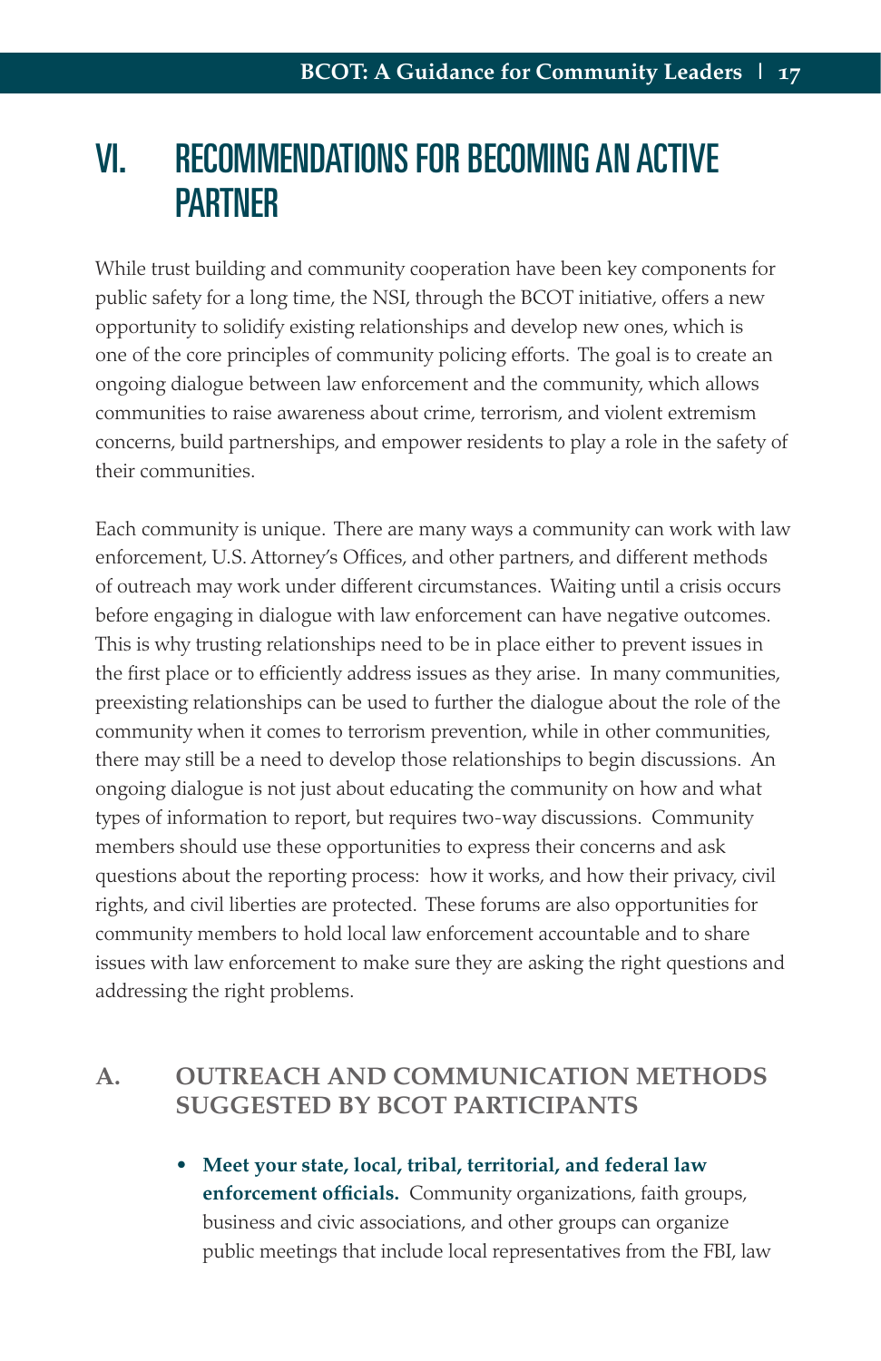# VI. RECOMMENDATIONS FOR BECOMING AN ACTIVE PARTNER

While trust building and community cooperation have been key components for public safety for a long time, the NSI, through the BCOT initiative, offers a new opportunity to solidify existing relationships and develop new ones, which is one of the core principles of community policing efforts. The goal is to create an ongoing dialogue between law enforcement and the community, which allows communities to raise awareness about crime, terrorism, and violent extremism concerns, build partnerships, and empower residents to play a role in the safety of their communities.

Each community is unique. There are many ways a community can work with law enforcement, U.S. Attorney's Offices, and other partners, and different methods of outreach may work under different circumstances. Waiting until a crisis occurs before engaging in dialogue with law enforcement can have negative outcomes. This is why trusting relationships need to be in place either to prevent issues in the first place or to efficiently address issues as they arise. In many communities, preexisting relationships can be used to further the dialogue about the role of the community when it comes to terrorism prevention, while in other communities, there may still be a need to develop those relationships to begin discussions. An ongoing dialogue is not just about educating the community on how and what types of information to report, but requires two-way discussions. Community members should use these opportunities to express their concerns and ask questions about the reporting process: how it works, and how their privacy, civil rights, and civil liberties are protected. These forums are also opportunities for community members to hold local law enforcement accountable and to share issues with law enforcement to make sure they are asking the right questions and addressing the right problems.

## A. OUTREACH AND COMMUNICATION METHODS SUGGESTED BY BCOT PARTICIPANTS

- **Meet your state, local, tribal, territorial, and federal law enforcement officials.** Community organizations, faith groups, business and civic associations, and other groups can organize public meetings that include local representatives from the FBI, law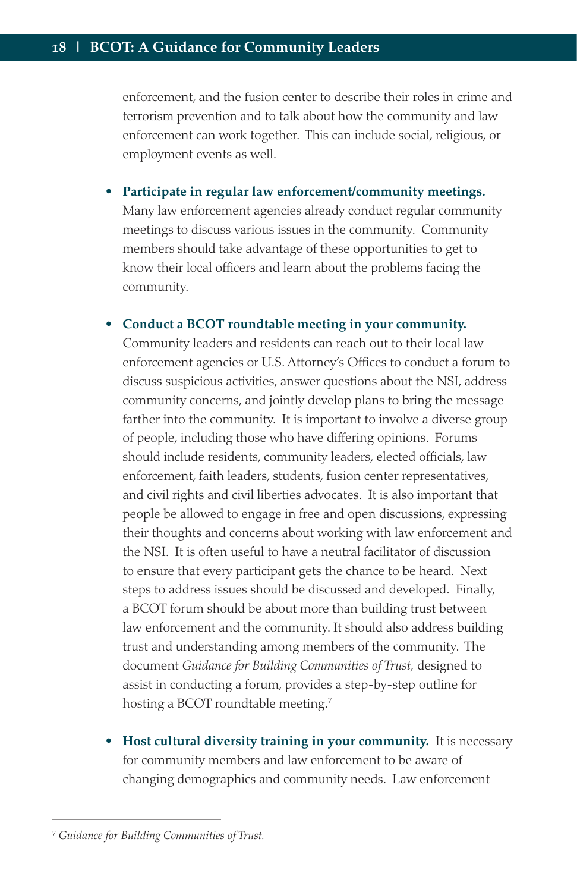enforcement, and the fusion center to describe their roles in crime and terrorism prevention and to talk about how the community and law enforcement can work together. This can include social, religious, or employment events as well.

- **Participate in regular law enforcement/community meetings.** Many law enforcement agencies already conduct regular community meetings to discuss various issues in the community. Community members should take advantage of these opportunities to get to know their local officers and learn about the problems facing the community.

- **Conduct a BCOT roundtable meeting in your community.** Community leaders and residents can reach out to their local law enforcement agencies or U.S. Attorney's Offices to conduct a forum to discuss suspicious activities, answer questions about the NSI, address community concerns, and jointly develop plans to bring the message farther into the community. It is important to involve a diverse group of people, including those who have differing opinions. Forums should include residents, community leaders, elected officials, law enforcement, faith leaders, students, fusion center representatives, and civil rights and civil liberties advocates. It is also important that people be allowed to engage in free and open discussions, expressing their thoughts and concerns about working with law enforcement and the NSI. It is often useful to have a neutral facilitator of discussion to ensure that every participant gets the chance to be heard. Next steps to address issues should be discussed and developed. Finally, a BCOT forum should be about more than building trust between law enforcement and the community. It should also address building trust and understanding among members of the community. The document *Guidance for Building Communities of Trust,* designed to assist in conducting a forum, provides a step-by-step outline for hosting a BCOT roundtable meeting.[7]

- **Host cultural diversity training in your community.** It is necessary for community members and law enforcement to be aware of changing demographics and community needs. Law enforcement

[7] *Guidance for Building Communities of Trust.*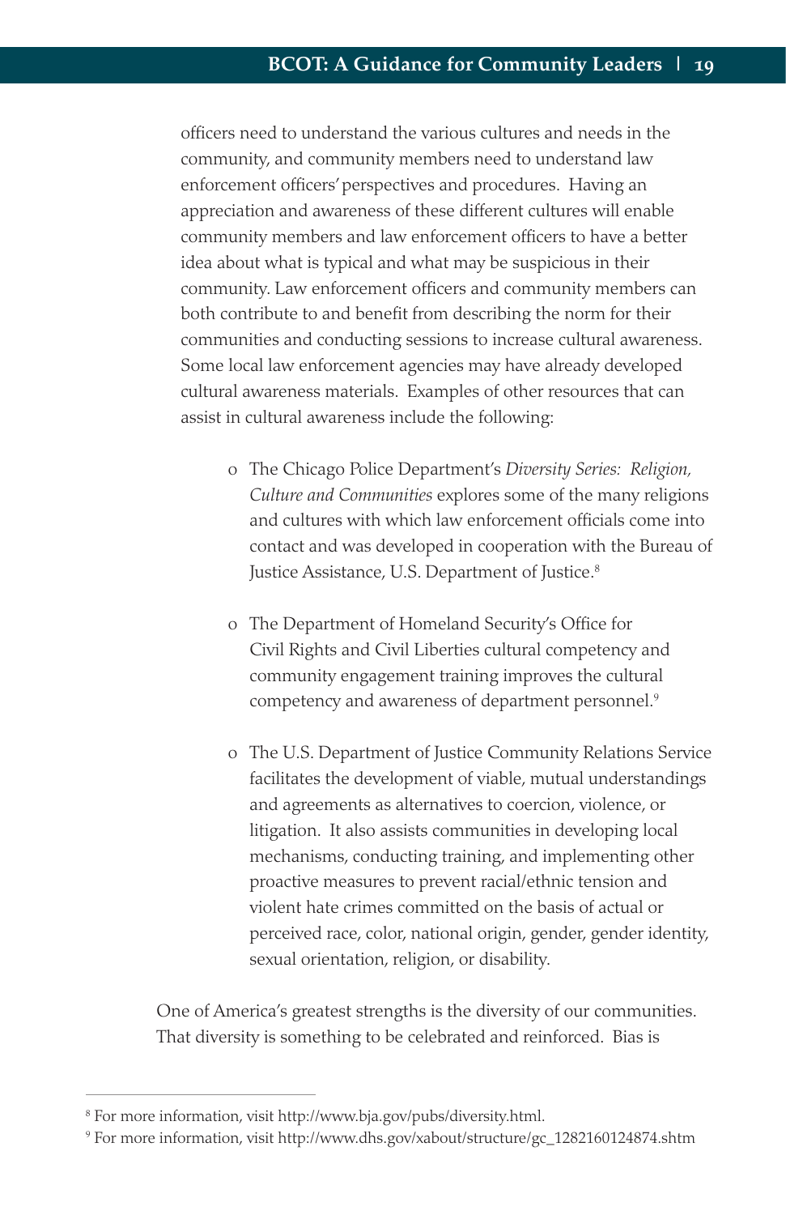officers need to understand the various cultures and needs in the community, and community members need to understand law enforcement officers' perspectives and procedures. Having an appreciation and awareness of these different cultures will enable community members and law enforcement officers to have a better idea about what is typical and what may be suspicious in their community. Law enforcement officers and community members can both contribute to and benefit from describing the norm for their communities and conducting sessions to increase cultural awareness. Some local law enforcement agencies may have already developed cultural awareness materials. Examples of other resources that can assist in cultural awareness include the following:

- The Chicago Police Department's *Diversity Series: Religion, Culture and Communities* explores some of the many religions and cultures with which law enforcement officials come into contact and was developed in cooperation with the Bureau of Justice Assistance, U.S. Department of Justice.[8]

- The Department of Homeland Security's Office for Civil Rights and Civil Liberties cultural competency and community engagement training improves the cultural competency and awareness of department personnel.[9]

- The U.S. Department of Justice Community Relations Service facilitates the development of viable, mutual understandings and agreements as alternatives to coercion, violence, or litigation. It also assists communities in developing local mechanisms, conducting training, and implementing other proactive measures to prevent racial/ethnic tension and violent hate crimes committed on the basis of actual or perceived race, color, national origin, gender, gender identity, sexual orientation, religion, or disability.

One of America's greatest strengths is the diversity of our communities. That diversity is something to be celebrated and reinforced. Bias is

---

[8] For more information, visit http://www.bja.gov/pubs/diversity.html.

[9] For more information, visit http://www.dhs.gov/xabout/structure/gc_1282160124874.shtm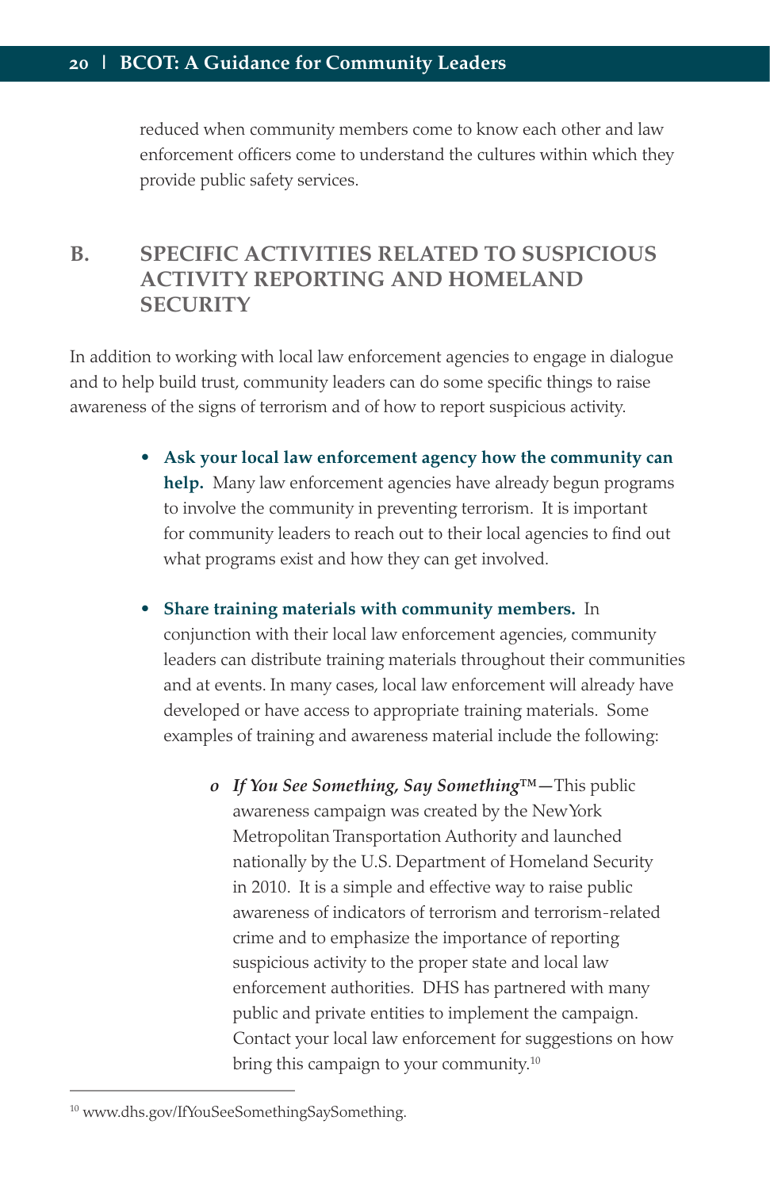reduced when community members come to know each other and law enforcement officers come to understand the cultures within which they provide public safety services.

## B. SPECIFIC ACTIVITIES RELATED TO SUSPICIOUS ACTIVITY REPORTING AND HOMELAND SECURITY

In addition to working with local law enforcement agencies to engage in dialogue and to help build trust, community leaders can do some specific things to raise awareness of the signs of terrorism and of how to report suspicious activity.

- **Ask your local law enforcement agency how the community can help.** Many law enforcement agencies have already begun programs to involve the community in preventing terrorism. It is important for community leaders to reach out to their local agencies to find out what programs exist and how they can get involved.

- **Share training materials with community members.** In conjunction with their local law enforcement agencies, community leaders can distribute training materials throughout their communities and at events. In many cases, local law enforcement will already have developed or have access to appropriate training materials. Some examples of training and awareness material include the following:

  - ***If You See Something, Say Something™***—This public awareness campaign was created by the New York Metropolitan Transportation Authority and launched nationally by the U.S. Department of Homeland Security in 2010. It is a simple and effective way to raise public awareness of indicators of terrorism and terrorism-related crime and to emphasize the importance of reporting suspicious activity to the proper state and local law enforcement authorities. DHS has partnered with many public and private entities to implement the campaign. Contact your local law enforcement for suggestions on how bring this campaign to your community.[10]

---

[10] www.dhs.gov/IfYouSeeSomethingSaySomething.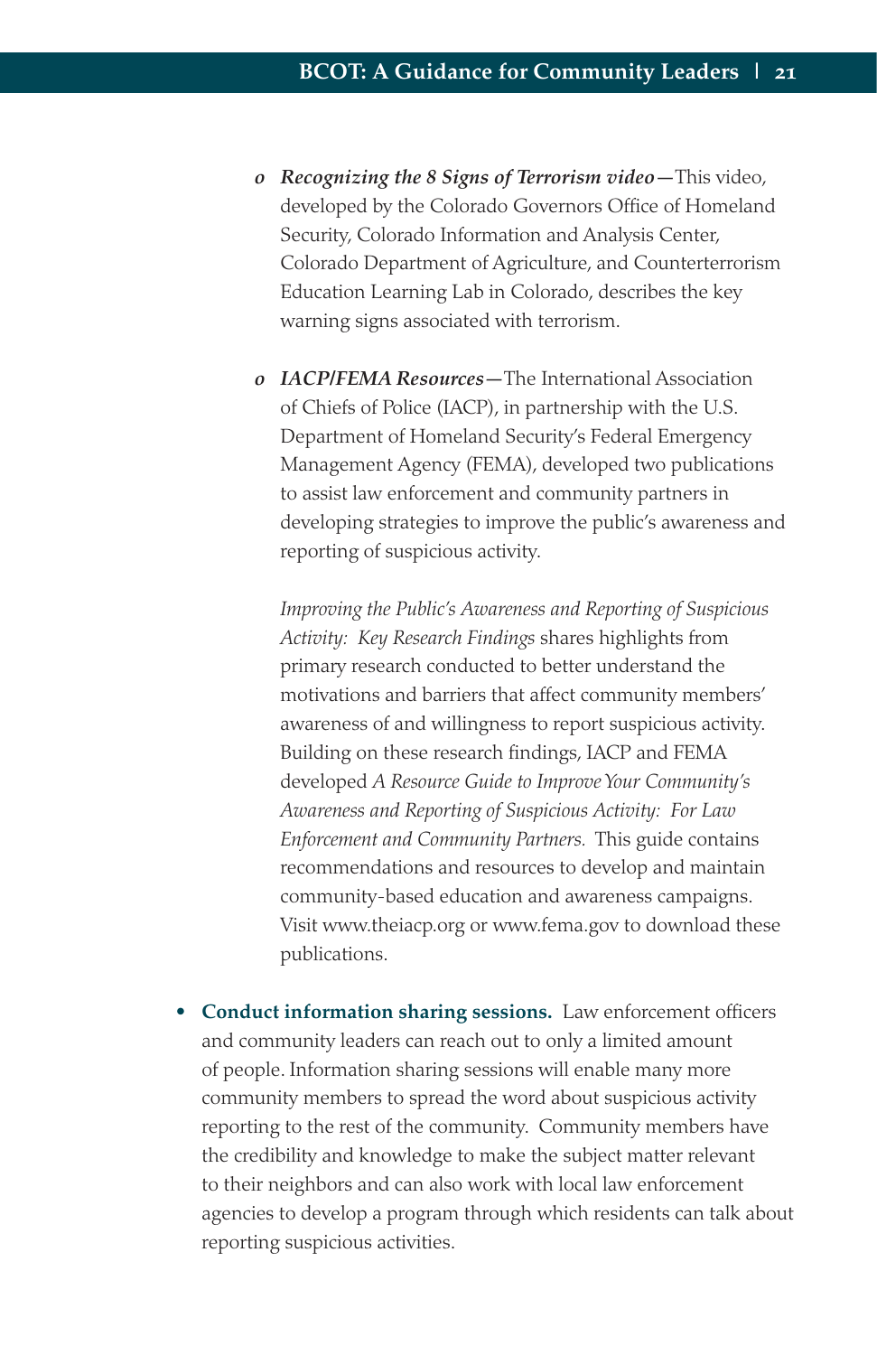- ***Recognizing the 8 Signs of Terrorism video***—This video, developed by the Colorado Governors Office of Homeland Security, Colorado Information and Analysis Center, Colorado Department of Agriculture, and Counterterrorism Education Learning Lab in Colorado, describes the key warning signs associated with terrorism.

- ***IACP/FEMA Resources***—The International Association of Chiefs of Police (IACP), in partnership with the U.S. Department of Homeland Security's Federal Emergency Management Agency (FEMA), developed two publications to assist law enforcement and community partners in developing strategies to improve the public's awareness and reporting of suspicious activity.

  *Improving the Public's Awareness and Reporting of Suspicious Activity: Key Research Findings* shares highlights from primary research conducted to better understand the motivations and barriers that affect community members' awareness of and willingness to report suspicious activity. Building on these research findings, IACP and FEMA developed *A Resource Guide to Improve Your Community's Awareness and Reporting of Suspicious Activity: For Law Enforcement and Community Partners.* This guide contains recommendations and resources to develop and maintain community-based education and awareness campaigns. Visit www.theiacp.org or www.fema.gov to download these publications.

- **Conduct information sharing sessions.** Law enforcement officers and community leaders can reach out to only a limited amount of people. Information sharing sessions will enable many more community members to spread the word about suspicious activity reporting to the rest of the community. Community members have the credibility and knowledge to make the subject matter relevant to their neighbors and can also work with local law enforcement agencies to develop a program through which residents can talk about reporting suspicious activities.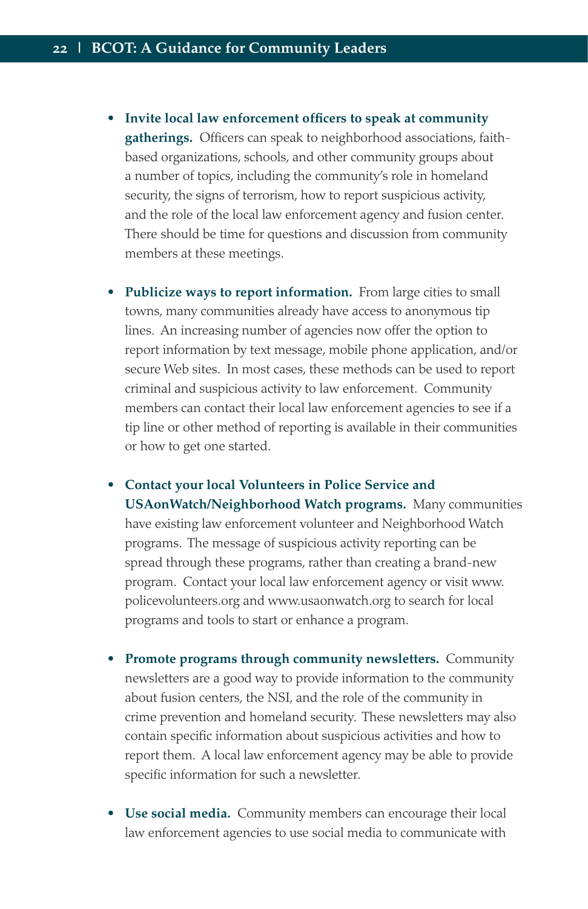- **Invite local law enforcement officers to speak at community gatherings.** Officers can speak to neighborhood associations, faith-based organizations, schools, and other community groups about a number of topics, including the community's role in homeland security, the signs of terrorism, how to report suspicious activity, and the role of the local law enforcement agency and fusion center. There should be time for questions and discussion from community members at these meetings.

- **Publicize ways to report information.** From large cities to small towns, many communities already have access to anonymous tip lines. An increasing number of agencies now offer the option to report information by text message, mobile phone application, and/or secure Web sites. In most cases, these methods can be used to report criminal and suspicious activity to law enforcement. Community members can contact their local law enforcement agencies to see if a tip line or other method of reporting is available in their communities or how to get one started.

- **Contact your local Volunteers in Police Service and USAonWatch/Neighborhood Watch programs.** Many communities have existing law enforcement volunteer and Neighborhood Watch programs. The message of suspicious activity reporting can be spread through these programs, rather than creating a brand-new program. Contact your local law enforcement agency or visit www.policevolunteers.org and www.usaonwatch.org to search for local programs and tools to start or enhance a program.

- **Promote programs through community newsletters.** Community newsletters are a good way to provide information to the community about fusion centers, the NSI, and the role of the community in crime prevention and homeland security. These newsletters may also contain specific information about suspicious activities and how to report them. A local law enforcement agency may be able to provide specific information for such a newsletter.

- **Use social media.** Community members can encourage their local law enforcement agencies to use social media to communicate with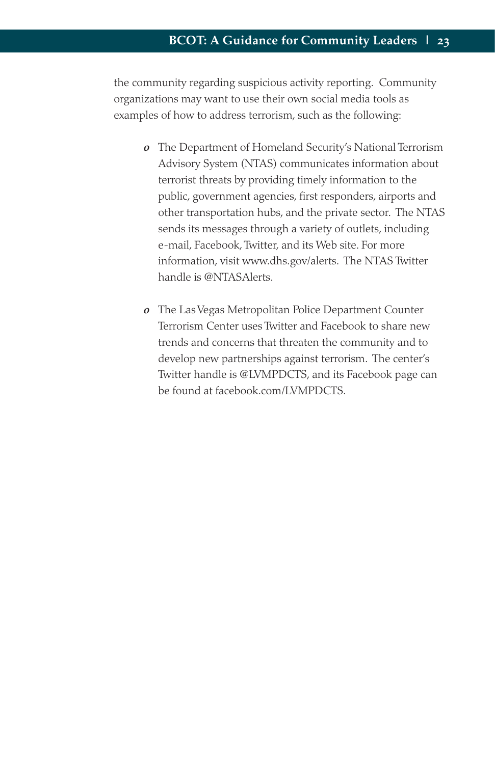the community regarding suspicious activity reporting. Community organizations may want to use their own social media tools as examples of how to address terrorism, such as the following:

- The Department of Homeland Security's National Terrorism Advisory System (NTAS) communicates information about terrorist threats by providing timely information to the public, government agencies, first responders, airports and other transportation hubs, and the private sector. The NTAS sends its messages through a variety of outlets, including e-mail, Facebook, Twitter, and its Web site. For more information, visit www.dhs.gov/alerts. The NTAS Twitter handle is @NTASAlerts.

- The Las Vegas Metropolitan Police Department Counter Terrorism Center uses Twitter and Facebook to share new trends and concerns that threaten the community and to develop new partnerships against terrorism. The center's Twitter handle is @LVMPDCTS, and its Facebook page can be found at facebook.com/LVMPDCTS.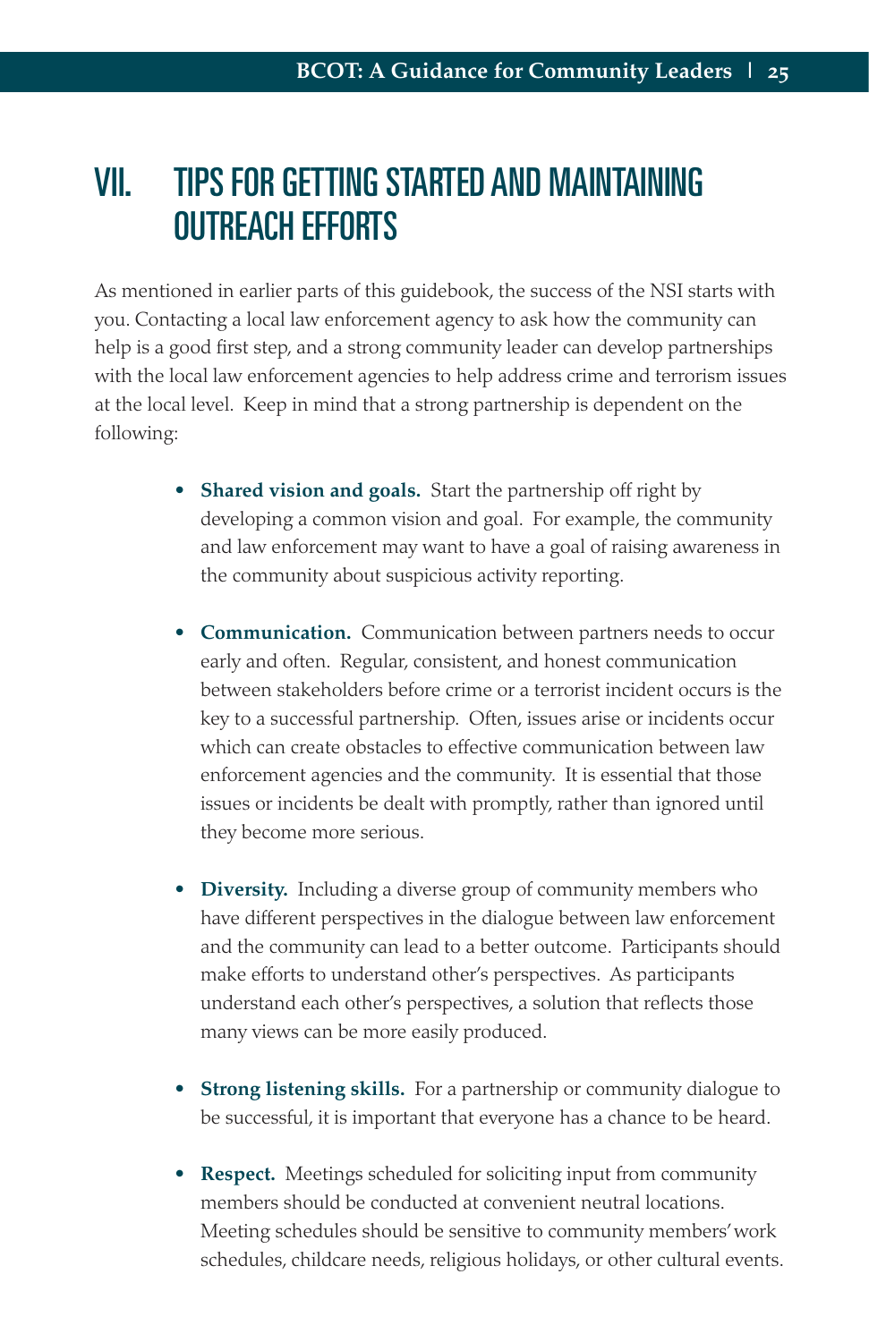# VII. TIPS FOR GETTING STARTED AND MAINTAINING OUTREACH EFFORTS

As mentioned in earlier parts of this guidebook, the success of the NSI starts with you. Contacting a local law enforcement agency to ask how the community can help is a good first step, and a strong community leader can develop partnerships with the local law enforcement agencies to help address crime and terrorism issues at the local level. Keep in mind that a strong partnership is dependent on the following:

- **Shared vision and goals.** Start the partnership off right by developing a common vision and goal. For example, the community and law enforcement may want to have a goal of raising awareness in the community about suspicious activity reporting.

- **Communication.** Communication between partners needs to occur early and often. Regular, consistent, and honest communication between stakeholders before crime or a terrorist incident occurs is the key to a successful partnership. Often, issues arise or incidents occur which can create obstacles to effective communication between law enforcement agencies and the community. It is essential that those issues or incidents be dealt with promptly, rather than ignored until they become more serious.

- **Diversity.** Including a diverse group of community members who have different perspectives in the dialogue between law enforcement and the community can lead to a better outcome. Participants should make efforts to understand other's perspectives. As participants understand each other's perspectives, a solution that reflects those many views can be more easily produced.

- **Strong listening skills.** For a partnership or community dialogue to be successful, it is important that everyone has a chance to be heard.

- **Respect.** Meetings scheduled for soliciting input from community members should be conducted at convenient neutral locations. Meeting schedules should be sensitive to community members' work schedules, childcare needs, religious holidays, or other cultural events.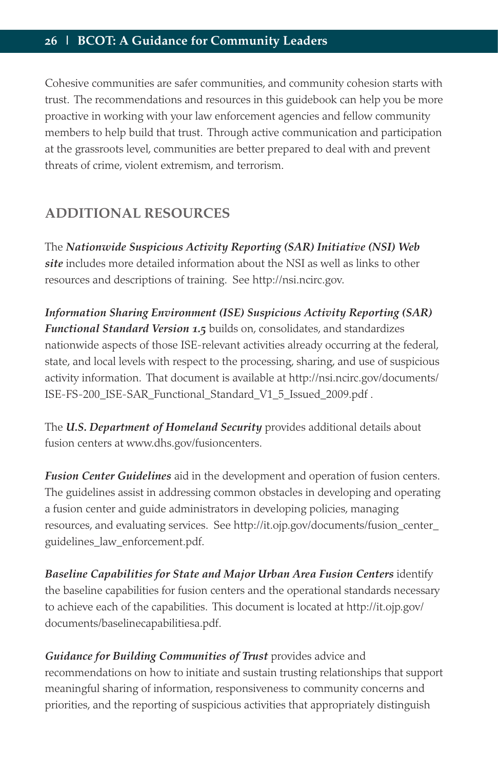Cohesive communities are safer communities, and community cohesion starts with trust. The recommendations and resources in this guidebook can help you be more proactive in working with your law enforcement agencies and fellow community members to help build that trust. Through active communication and participation at the grassroots level, communities are better prepared to deal with and prevent threats of crime, violent extremism, and terrorism.

## ADDITIONAL RESOURCES

The ***Nationwide Suspicious Activity Reporting (SAR) Initiative (NSI) Web site*** includes more detailed information about the NSI as well as links to other resources and descriptions of training. See http://nsi.ncirc.gov.

***Information Sharing Environment (ISE) Suspicious Activity Reporting (SAR) Functional Standard Version 1.5*** builds on, consolidates, and standardizes nationwide aspects of those ISE-relevant activities already occurring at the federal, state, and local levels with respect to the processing, sharing, and use of suspicious activity information. That document is available at http://nsi.ncirc.gov/documents/ISE-FS-200_ISE-SAR_Functional_Standard_V1_5_Issued_2009.pdf .

The ***U.S. Department of Homeland Security*** provides additional details about fusion centers at www.dhs.gov/fusioncenters.

***Fusion Center Guidelines*** aid in the development and operation of fusion centers. The guidelines assist in addressing common obstacles in developing and operating a fusion center and guide administrators in developing policies, managing resources, and evaluating services. See http://it.ojp.gov/documents/fusion_center_guidelines_law_enforcement.pdf.

***Baseline Capabilities for State and Major Urban Area Fusion Centers*** identify the baseline capabilities for fusion centers and the operational standards necessary to achieve each of the capabilities. This document is located at http://it.ojp.gov/documents/baselinecapabilitiesa.pdf.

***Guidance for Building Communities of Trust*** provides advice and recommendations on how to initiate and sustain trusting relationships that support meaningful sharing of information, responsiveness to community concerns and priorities, and the reporting of suspicious activities that appropriately distinguish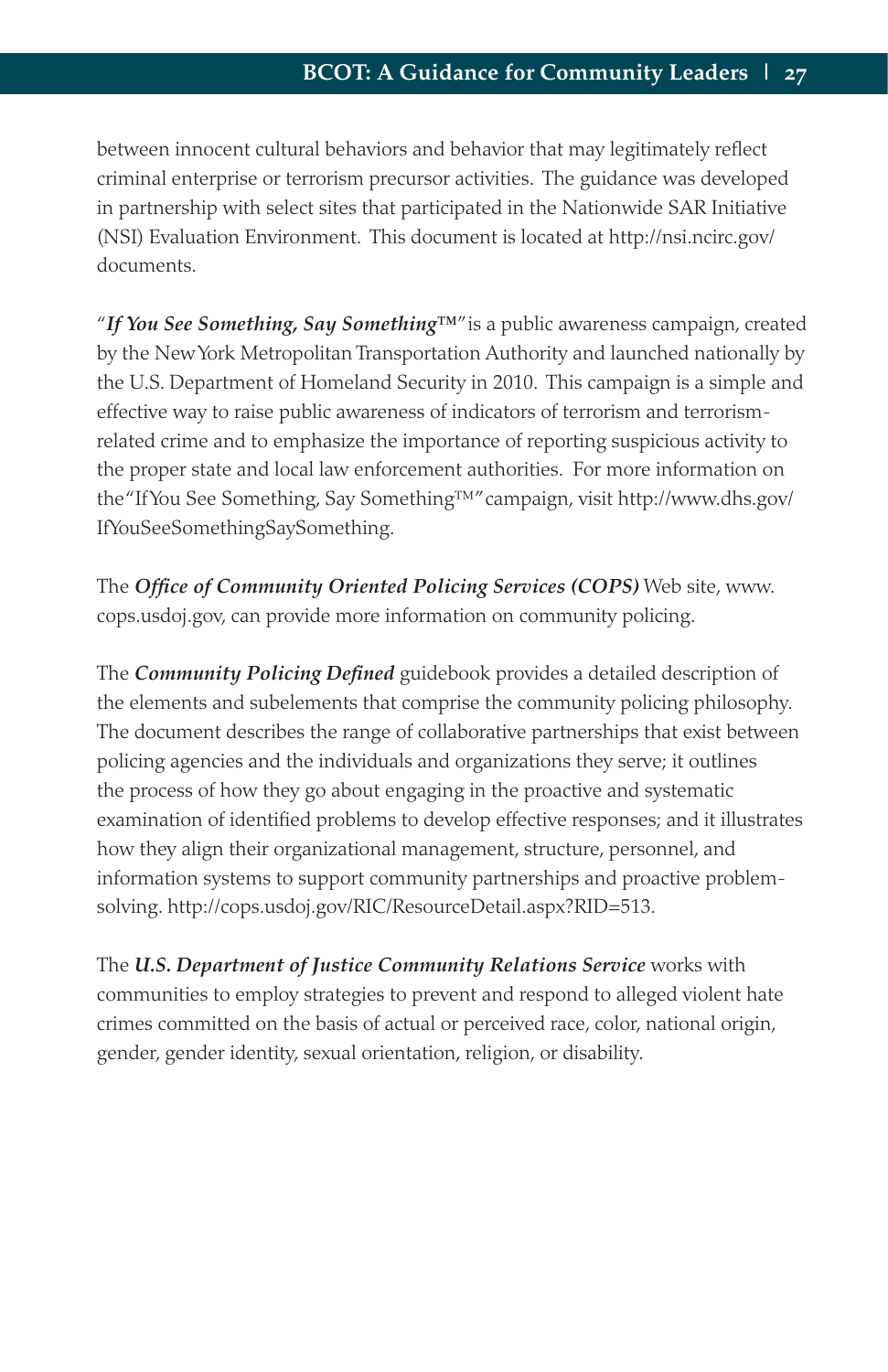between innocent cultural behaviors and behavior that may legitimately reflect criminal enterprise or terrorism precursor activities. The guidance was developed in partnership with select sites that participated in the Nationwide SAR Initiative (NSI) Evaluation Environment. This document is located at http://nsi.ncirc.gov/documents.

"***If You See Something, Say Something*™**" is a public awareness campaign, created by the New York Metropolitan Transportation Authority and launched nationally by the U.S. Department of Homeland Security in 2010. This campaign is a simple and effective way to raise public awareness of indicators of terrorism and terrorism-related crime and to emphasize the importance of reporting suspicious activity to the proper state and local law enforcement authorities. For more information on the "If You See Something, Say Something™" campaign, visit http://www.dhs.gov/IfYouSeeSomethingSaySomething.

The ***Office of Community Oriented Policing Services (COPS)*** Web site, www.cops.usdoj.gov, can provide more information on community policing.

The ***Community Policing Defined*** guidebook provides a detailed description of the elements and subelements that comprise the community policing philosophy. The document describes the range of collaborative partnerships that exist between policing agencies and the individuals and organizations they serve; it outlines the process of how they go about engaging in the proactive and systematic examination of identified problems to develop effective responses; and it illustrates how they align their organizational management, structure, personnel, and information systems to support community partnerships and proactive problem-solving. http://cops.usdoj.gov/RIC/ResourceDetail.aspx?RID=513.

The ***U.S. Department of Justice Community Relations Service*** works with communities to employ strategies to prevent and respond to alleged violent hate crimes committed on the basis of actual or perceived race, color, national origin, gender, gender identity, sexual orientation, religion, or disability.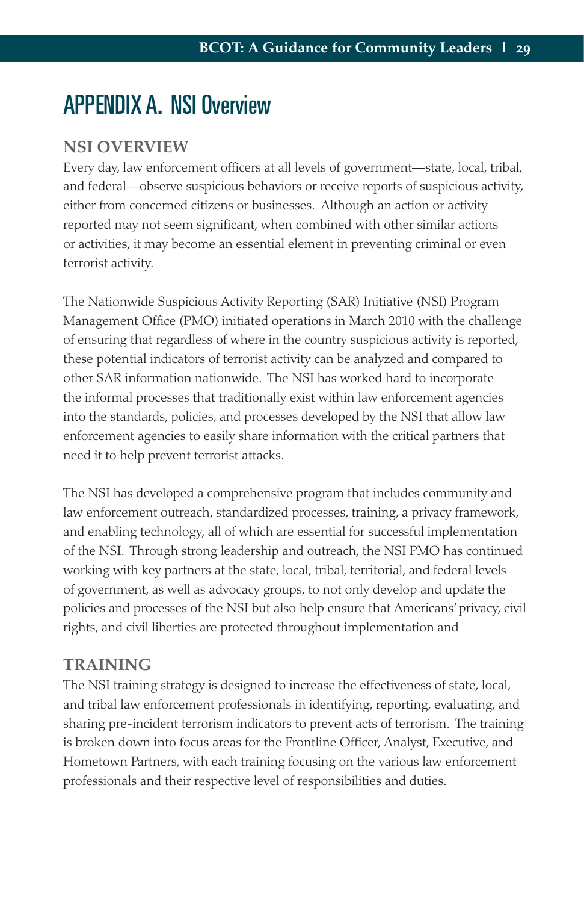# APPENDIX A. NSI Overview

## NSI OVERVIEW

Every day, law enforcement officers at all levels of government—state, local, tribal, and federal—observe suspicious behaviors or receive reports of suspicious activity, either from concerned citizens or businesses. Although an action or activity reported may not seem significant, when combined with other similar actions or activities, it may become an essential element in preventing criminal or even terrorist activity.

The Nationwide Suspicious Activity Reporting (SAR) Initiative (NSI) Program Management Office (PMO) initiated operations in March 2010 with the challenge of ensuring that regardless of where in the country suspicious activity is reported, these potential indicators of terrorist activity can be analyzed and compared to other SAR information nationwide. The NSI has worked hard to incorporate the informal processes that traditionally exist within law enforcement agencies into the standards, policies, and processes developed by the NSI that allow law enforcement agencies to easily share information with the critical partners that need it to help prevent terrorist attacks.

The NSI has developed a comprehensive program that includes community and law enforcement outreach, standardized processes, training, a privacy framework, and enabling technology, all of which are essential for successful implementation of the NSI. Through strong leadership and outreach, the NSI PMO has continued working with key partners at the state, local, tribal, territorial, and federal levels of government, as well as advocacy groups, to not only develop and update the policies and processes of the NSI but also help ensure that Americans' privacy, civil rights, and civil liberties are protected throughout implementation and

## TRAINING

The NSI training strategy is designed to increase the effectiveness of state, local, and tribal law enforcement professionals in identifying, reporting, evaluating, and sharing pre-incident terrorism indicators to prevent acts of terrorism. The training is broken down into focus areas for the Frontline Officer, Analyst, Executive, and Hometown Partners, with each training focusing on the various law enforcement professionals and their respective level of responsibilities and duties.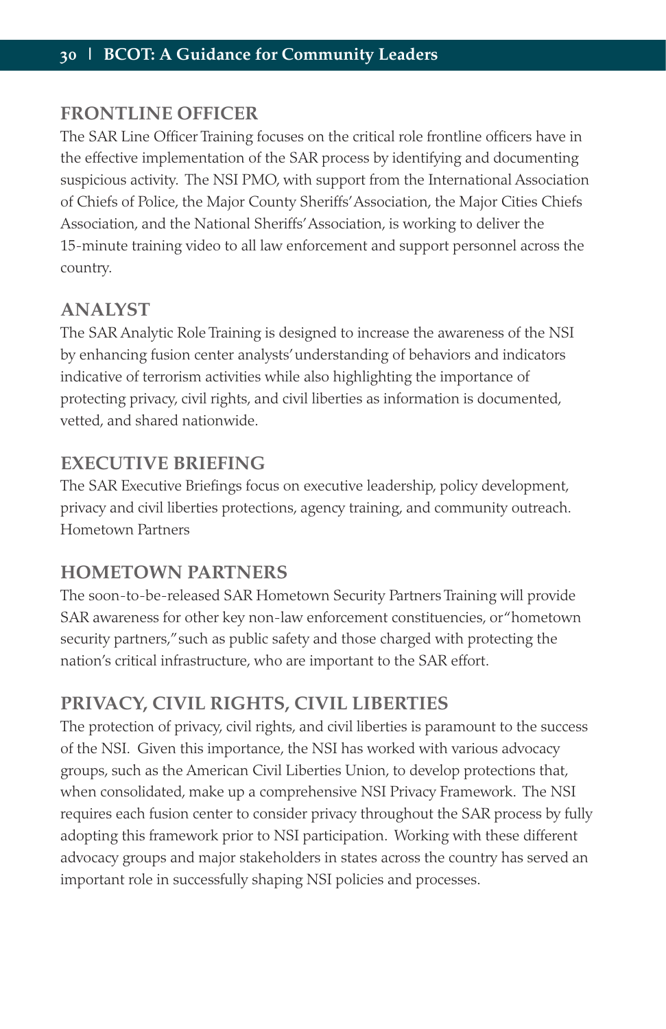## FRONTLINE OFFICER

The SAR Line Officer Training focuses on the critical role frontline officers have in the effective implementation of the SAR process by identifying and documenting suspicious activity. The NSI PMO, with support from the International Association of Chiefs of Police, the Major County Sheriffs' Association, the Major Cities Chiefs Association, and the National Sheriffs' Association, is working to deliver the 15-minute training video to all law enforcement and support personnel across the country.

## ANALYST

The SAR Analytic Role Training is designed to increase the awareness of the NSI by enhancing fusion center analysts' understanding of behaviors and indicators indicative of terrorism activities while also highlighting the importance of protecting privacy, civil rights, and civil liberties as information is documented, vetted, and shared nationwide.

## EXECUTIVE BRIEFING

The SAR Executive Briefings focus on executive leadership, policy development, privacy and civil liberties protections, agency training, and community outreach. Hometown Partners

## HOMETOWN PARTNERS

The soon-to-be-released SAR Hometown Security Partners Training will provide SAR awareness for other key non-law enforcement constituencies, or "hometown security partners," such as public safety and those charged with protecting the nation's critical infrastructure, who are important to the SAR effort.

## PRIVACY, CIVIL RIGHTS, CIVIL LIBERTIES

The protection of privacy, civil rights, and civil liberties is paramount to the success of the NSI. Given this importance, the NSI has worked with various advocacy groups, such as the American Civil Liberties Union, to develop protections that, when consolidated, make up a comprehensive NSI Privacy Framework. The NSI requires each fusion center to consider privacy throughout the SAR process by fully adopting this framework prior to NSI participation. Working with these different advocacy groups and major stakeholders in states across the country has served an important role in successfully shaping NSI policies and processes.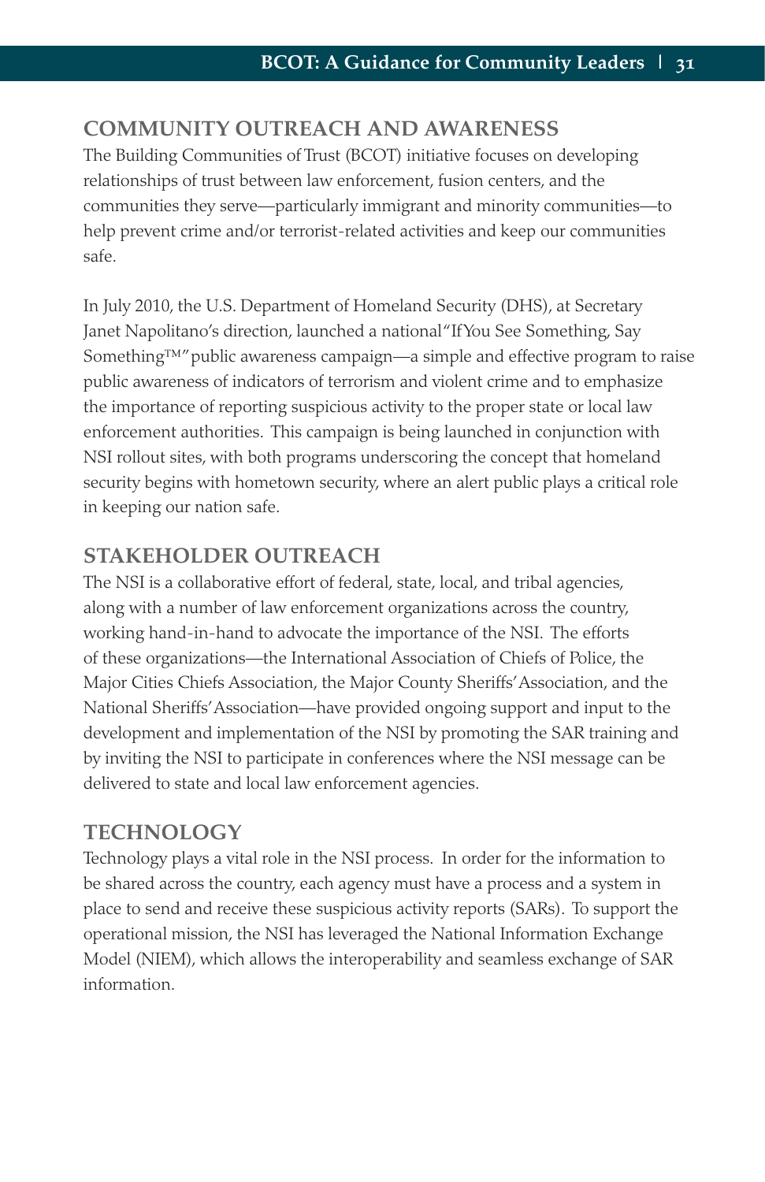## COMMUNITY OUTREACH AND AWARENESS

The Building Communities of Trust (BCOT) initiative focuses on developing relationships of trust between law enforcement, fusion centers, and the communities they serve—particularly immigrant and minority communities—to help prevent crime and/or terrorist-related activities and keep our communities safe.

In July 2010, the U.S. Department of Homeland Security (DHS), at Secretary Janet Napolitano's direction, launched a national "If You See Something, Say Something™" public awareness campaign—a simple and effective program to raise public awareness of indicators of terrorism and violent crime and to emphasize the importance of reporting suspicious activity to the proper state or local law enforcement authorities. This campaign is being launched in conjunction with NSI rollout sites, with both programs underscoring the concept that homeland security begins with hometown security, where an alert public plays a critical role in keeping our nation safe.

## STAKEHOLDER OUTREACH

The NSI is a collaborative effort of federal, state, local, and tribal agencies, along with a number of law enforcement organizations across the country, working hand-in-hand to advocate the importance of the NSI. The efforts of these organizations—the International Association of Chiefs of Police, the Major Cities Chiefs Association, the Major County Sheriffs' Association, and the National Sheriffs' Association—have provided ongoing support and input to the development and implementation of the NSI by promoting the SAR training and by inviting the NSI to participate in conferences where the NSI message can be delivered to state and local law enforcement agencies.

## TECHNOLOGY

Technology plays a vital role in the NSI process. In order for the information to be shared across the country, each agency must have a process and a system in place to send and receive these suspicious activity reports (SARs). To support the operational mission, the NSI has leveraged the National Information Exchange Model (NIEM), which allows the interoperability and seamless exchange of SAR information.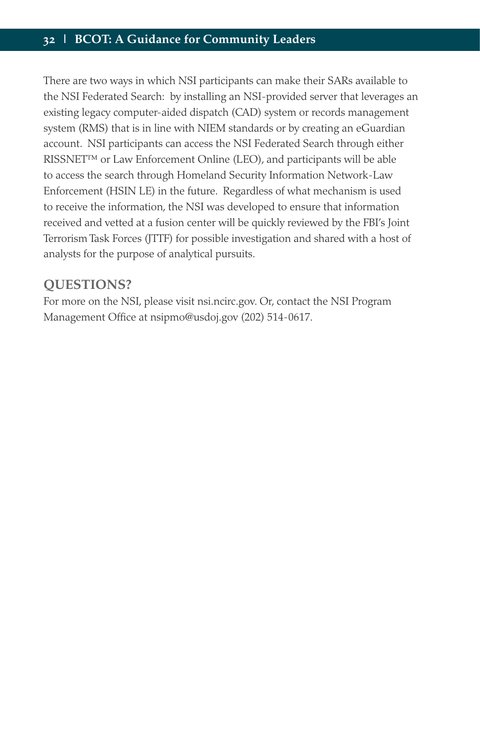There are two ways in which NSI participants can make their SARs available to the NSI Federated Search: by installing an NSI-provided server that leverages an existing legacy computer-aided dispatch (CAD) system or records management system (RMS) that is in line with NIEM standards or by creating an eGuardian account. NSI participants can access the NSI Federated Search through either RISSNET™ or Law Enforcement Online (LEO), and participants will be able to access the search through Homeland Security Information Network-Law Enforcement (HSIN LE) in the future. Regardless of what mechanism is used to receive the information, the NSI was developed to ensure that information received and vetted at a fusion center will be quickly reviewed by the FBI's Joint Terrorism Task Forces (JTTF) for possible investigation and shared with a host of analysts for the purpose of analytical pursuits.

## QUESTIONS?

For more on the NSI, please visit nsi.ncirc.gov. Or, contact the NSI Program Management Office at nsipmo@usdoj.gov (202) 514-0617.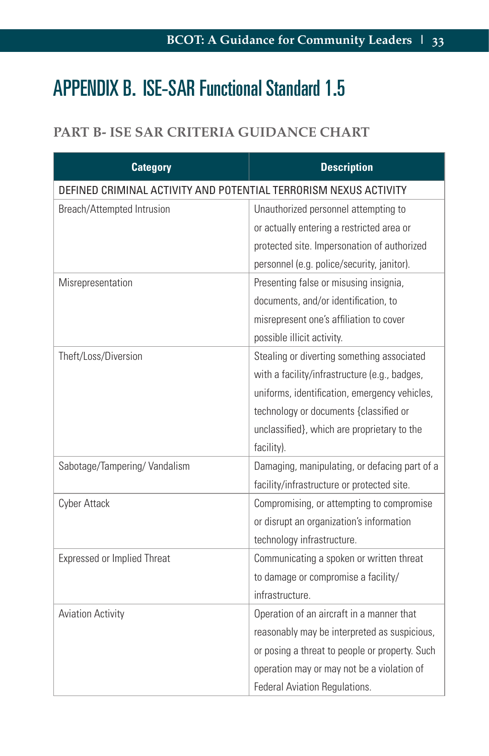# APPENDIX B. ISE-SAR Functional Standard 1.5

## PART B- ISE SAR CRITERIA GUIDANCE CHART

| Category | Description |
|---|---|
| DEFINED CRIMINAL ACTIVITY AND POTENTIAL TERRORISM NEXUS ACTIVITY | |
| Breach/Attempted Intrusion | Unauthorized personnel attempting to or actually entering a restricted area or protected site. Impersonation of authorized personnel (e.g. police/security, janitor). |
| Misrepresentation | Presenting false or misusing insignia, documents, and/or identification, to misrepresent one's affiliation to cover possible illicit activity. |
| Theft/Loss/Diversion | Stealing or diverting something associated with a facility/infrastructure (e.g., badges, uniforms, identification, emergency vehicles, technology or documents {classified or unclassified}, which are proprietary to the facility). |
| Sabotage/Tampering/ Vandalism | Damaging, manipulating, or defacing part of a facility/infrastructure or protected site. |
| Cyber Attack | Compromising, or attempting to compromise or disrupt an organization's information technology infrastructure. |
| Expressed or Implied Threat | Communicating a spoken or written threat to damage or compromise a facility/ infrastructure. |
| Aviation Activity | Operation of an aircraft in a manner that reasonably may be interpreted as suspicious, or posing a threat to people or property. Such operation may or may not be a violation of Federal Aviation Regulations. |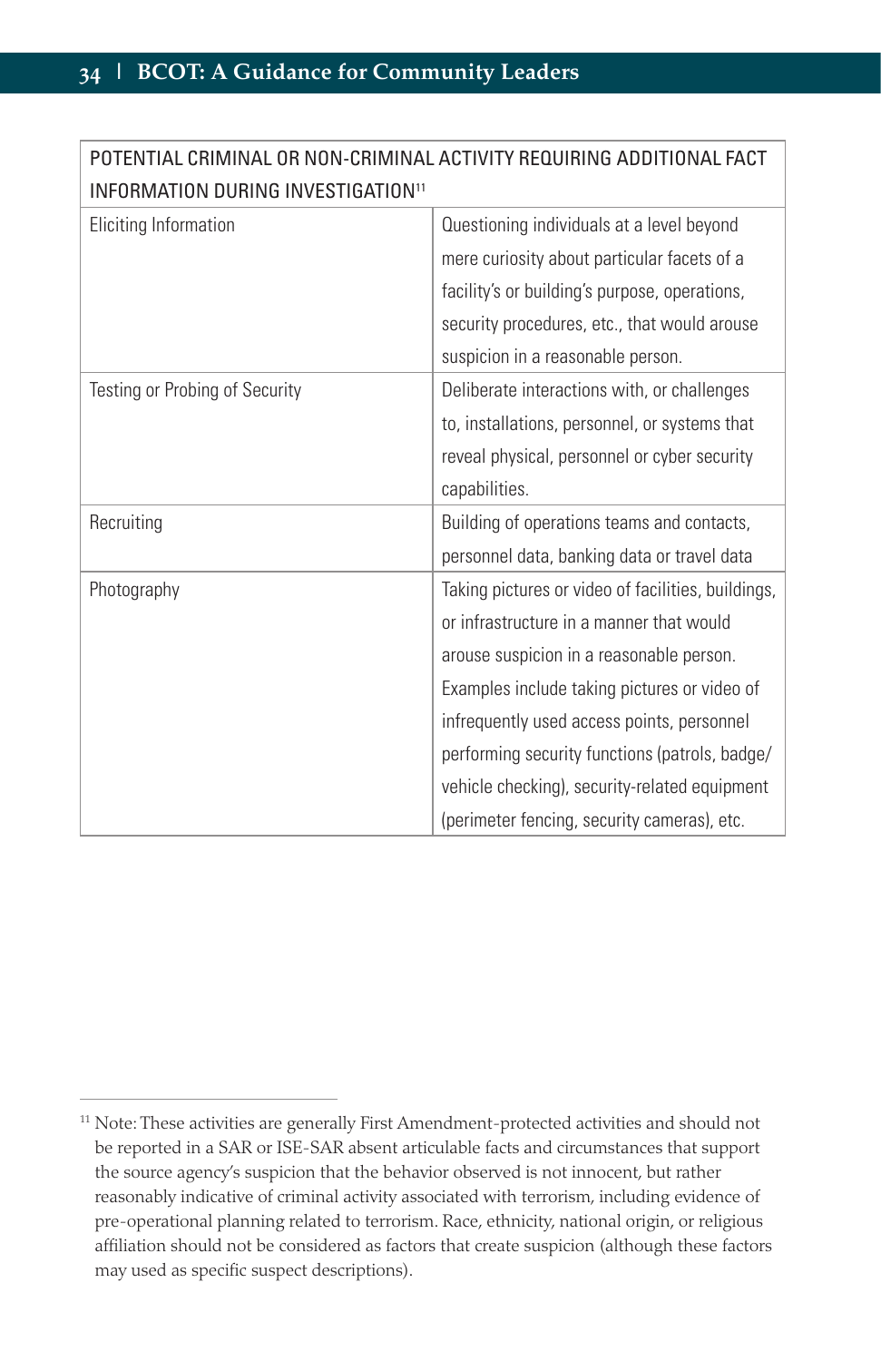| POTENTIAL CRIMINAL OR NON-CRIMINAL ACTIVITY REQUIRING ADDITIONAL FACT INFORMATION DURING INVESTIGATION[11] | |
|---|---|
| Eliciting Information | Questioning individuals at a level beyond mere curiosity about particular facets of a facility's or building's purpose, operations, security procedures, etc., that would arouse suspicion in a reasonable person. |
| Testing or Probing of Security | Deliberate interactions with, or challenges to, installations, personnel, or systems that reveal physical, personnel or cyber security capabilities. |
| Recruiting | Building of operations teams and contacts, personnel data, banking data or travel data |
| Photography | Taking pictures or video of facilities, buildings, or infrastructure in a manner that would arouse suspicion in a reasonable person. Examples include taking pictures or video of infrequently used access points, personnel performing security functions (patrols, badge/vehicle checking), security-related equipment (perimeter fencing, security cameras), etc. |

[11] Note: These activities are generally First Amendment-protected activities and should not be reported in a SAR or ISE-SAR absent articulable facts and circumstances that support the source agency's suspicion that the behavior observed is not innocent, but rather reasonably indicative of criminal activity associated with terrorism, including evidence of pre-operational planning related to terrorism. Race, ethnicity, national origin, or religious affiliation should not be considered as factors that create suspicion (although these factors may used as specific suspect descriptions).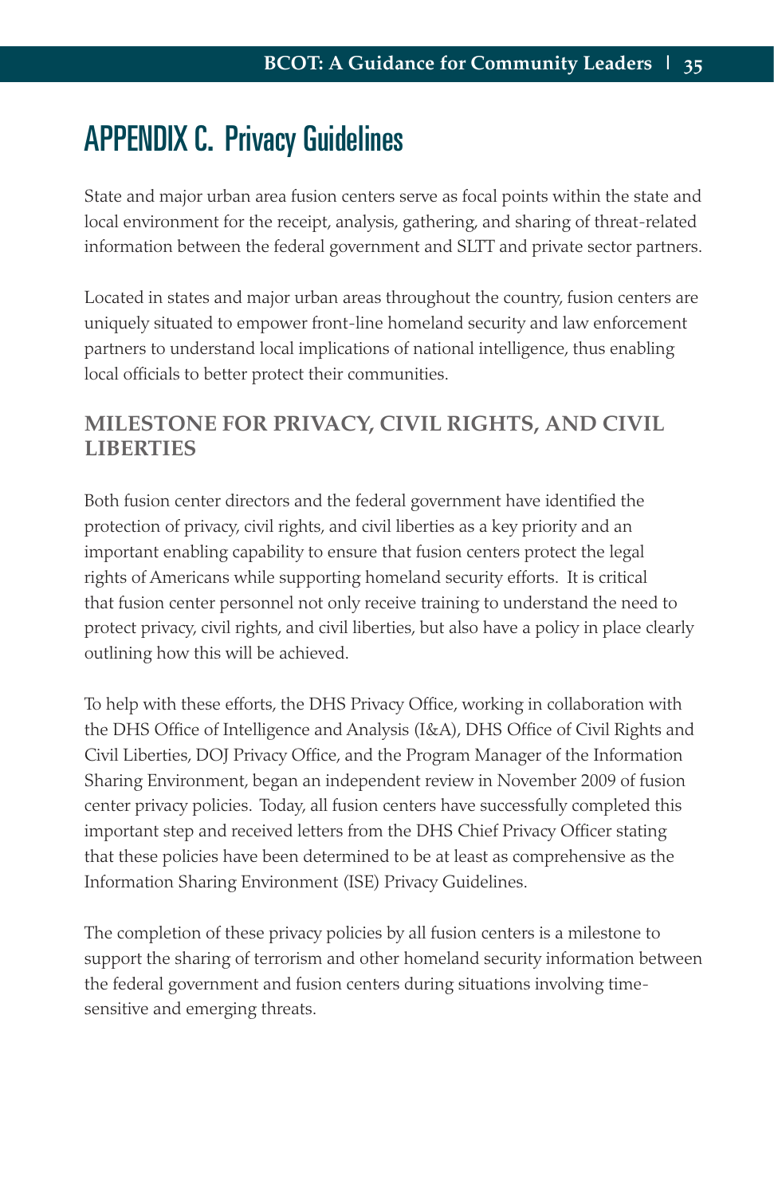# APPENDIX C. Privacy Guidelines

State and major urban area fusion centers serve as focal points within the state and local environment for the receipt, analysis, gathering, and sharing of threat-related information between the federal government and SLTT and private sector partners.

Located in states and major urban areas throughout the country, fusion centers are uniquely situated to empower front-line homeland security and law enforcement partners to understand local implications of national intelligence, thus enabling local officials to better protect their communities.

## MILESTONE FOR PRIVACY, CIVIL RIGHTS, AND CIVIL LIBERTIES

Both fusion center directors and the federal government have identified the protection of privacy, civil rights, and civil liberties as a key priority and an important enabling capability to ensure that fusion centers protect the legal rights of Americans while supporting homeland security efforts. It is critical that fusion center personnel not only receive training to understand the need to protect privacy, civil rights, and civil liberties, but also have a policy in place clearly outlining how this will be achieved.

To help with these efforts, the DHS Privacy Office, working in collaboration with the DHS Office of Intelligence and Analysis (I&A), DHS Office of Civil Rights and Civil Liberties, DOJ Privacy Office, and the Program Manager of the Information Sharing Environment, began an independent review in November 2009 of fusion center privacy policies. Today, all fusion centers have successfully completed this important step and received letters from the DHS Chief Privacy Officer stating that these policies have been determined to be at least as comprehensive as the Information Sharing Environment (ISE) Privacy Guidelines.

The completion of these privacy policies by all fusion centers is a milestone to support the sharing of terrorism and other homeland security information between the federal government and fusion centers during situations involving time-sensitive and emerging threats.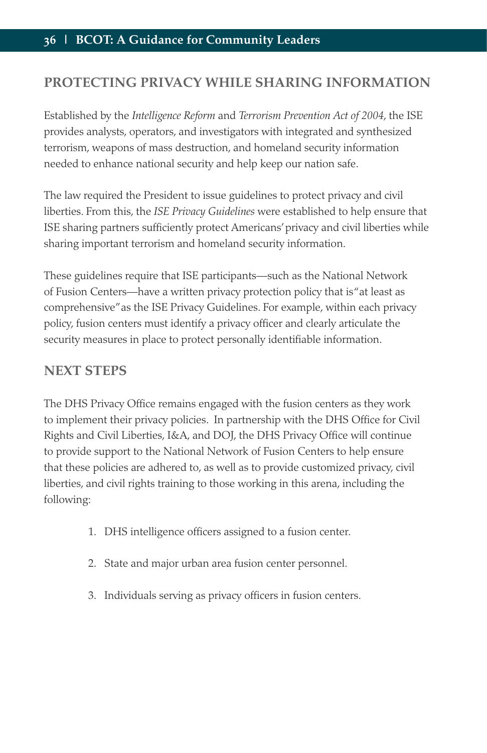## PROTECTING PRIVACY WHILE SHARING INFORMATION

Established by the *Intelligence Reform* and *Terrorism Prevention Act of 2004*, the ISE provides analysts, operators, and investigators with integrated and synthesized terrorism, weapons of mass destruction, and homeland security information needed to enhance national security and help keep our nation safe.

The law required the President to issue guidelines to protect privacy and civil liberties. From this, the *ISE Privacy Guidelines* were established to help ensure that ISE sharing partners sufficiently protect Americans' privacy and civil liberties while sharing important terrorism and homeland security information.

These guidelines require that ISE participants—such as the National Network of Fusion Centers—have a written privacy protection policy that is "at least as comprehensive" as the ISE Privacy Guidelines. For example, within each privacy policy, fusion centers must identify a privacy officer and clearly articulate the security measures in place to protect personally identifiable information.

## NEXT STEPS

The DHS Privacy Office remains engaged with the fusion centers as they work to implement their privacy policies. In partnership with the DHS Office for Civil Rights and Civil Liberties, I&A, and DOJ, the DHS Privacy Office will continue to provide support to the National Network of Fusion Centers to help ensure that these policies are adhered to, as well as to provide customized privacy, civil liberties, and civil rights training to those working in this arena, including the following:

1. DHS intelligence officers assigned to a fusion center.
2. State and major urban area fusion center personnel.
3. Individuals serving as privacy officers in fusion centers.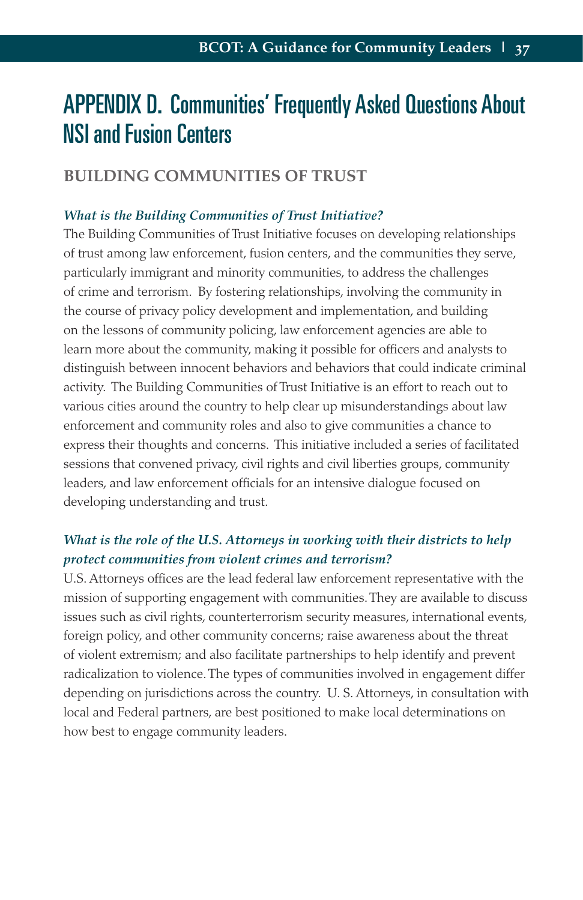# APPENDIX D. Communities' Frequently Asked Questions About NSI and Fusion Centers

## BUILDING COMMUNITIES OF TRUST

***What is the Building Communities of Trust Initiative?***

The Building Communities of Trust Initiative focuses on developing relationships of trust among law enforcement, fusion centers, and the communities they serve, particularly immigrant and minority communities, to address the challenges of crime and terrorism. By fostering relationships, involving the community in the course of privacy policy development and implementation, and building on the lessons of community policing, law enforcement agencies are able to learn more about the community, making it possible for officers and analysts to distinguish between innocent behaviors and behaviors that could indicate criminal activity. The Building Communities of Trust Initiative is an effort to reach out to various cities around the country to help clear up misunderstandings about law enforcement and community roles and also to give communities a chance to express their thoughts and concerns. This initiative included a series of facilitated sessions that convened privacy, civil rights and civil liberties groups, community leaders, and law enforcement officials for an intensive dialogue focused on developing understanding and trust.

***What is the role of the U.S. Attorneys in working with their districts to help protect communities from violent crimes and terrorism?***

U.S. Attorneys offices are the lead federal law enforcement representative with the mission of supporting engagement with communities. They are available to discuss issues such as civil rights, counterterrorism security measures, international events, foreign policy, and other community concerns; raise awareness about the threat of violent extremism; and also facilitate partnerships to help identify and prevent radicalization to violence. The types of communities involved in engagement differ depending on jurisdictions across the country. U. S. Attorneys, in consultation with local and Federal partners, are best positioned to make local determinations on how best to engage community leaders.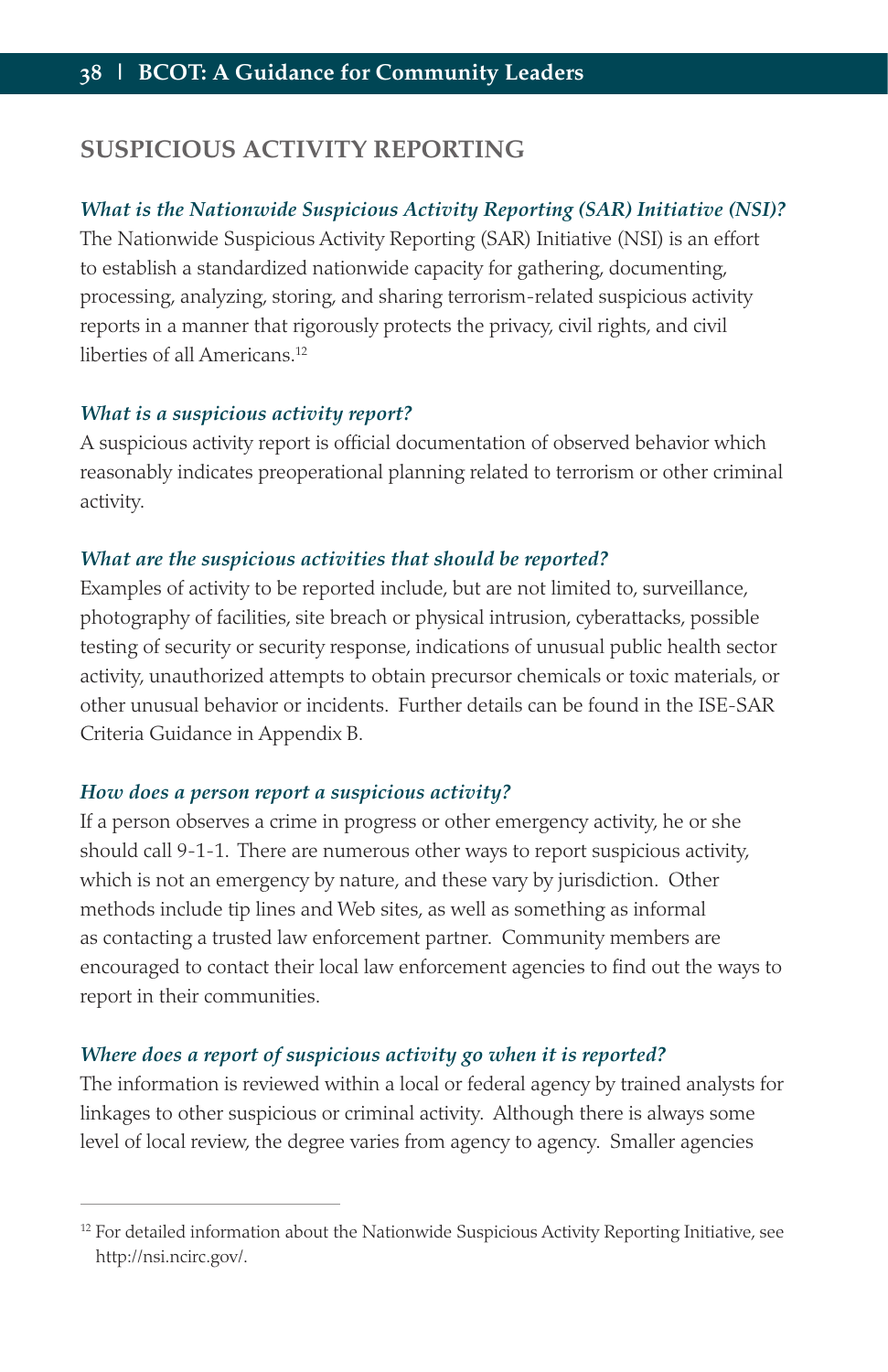## SUSPICIOUS ACTIVITY REPORTING

***What is the Nationwide Suspicious Activity Reporting (SAR) Initiative (NSI)?***

The Nationwide Suspicious Activity Reporting (SAR) Initiative (NSI) is an effort to establish a standardized nationwide capacity for gathering, documenting, processing, analyzing, storing, and sharing terrorism-related suspicious activity reports in a manner that rigorously protects the privacy, civil rights, and civil liberties of all Americans.[12]

***What is a suspicious activity report?***

A suspicious activity report is official documentation of observed behavior which reasonably indicates preoperational planning related to terrorism or other criminal activity.

***What are the suspicious activities that should be reported?***

Examples of activity to be reported include, but are not limited to, surveillance, photography of facilities, site breach or physical intrusion, cyberattacks, possible testing of security or security response, indications of unusual public health sector activity, unauthorized attempts to obtain precursor chemicals or toxic materials, or other unusual behavior or incidents. Further details can be found in the ISE-SAR Criteria Guidance in Appendix B.

***How does a person report a suspicious activity?***

If a person observes a crime in progress or other emergency activity, he or she should call 9-1-1. There are numerous other ways to report suspicious activity, which is not an emergency by nature, and these vary by jurisdiction. Other methods include tip lines and Web sites, as well as something as informal as contacting a trusted law enforcement partner. Community members are encouraged to contact their local law enforcement agencies to find out the ways to report in their communities.

***Where does a report of suspicious activity go when it is reported?***

The information is reviewed within a local or federal agency by trained analysts for linkages to other suspicious or criminal activity. Although there is always some level of local review, the degree varies from agency to agency. Smaller agencies

---

[12] For detailed information about the Nationwide Suspicious Activity Reporting Initiative, see http://nsi.ncirc.gov/.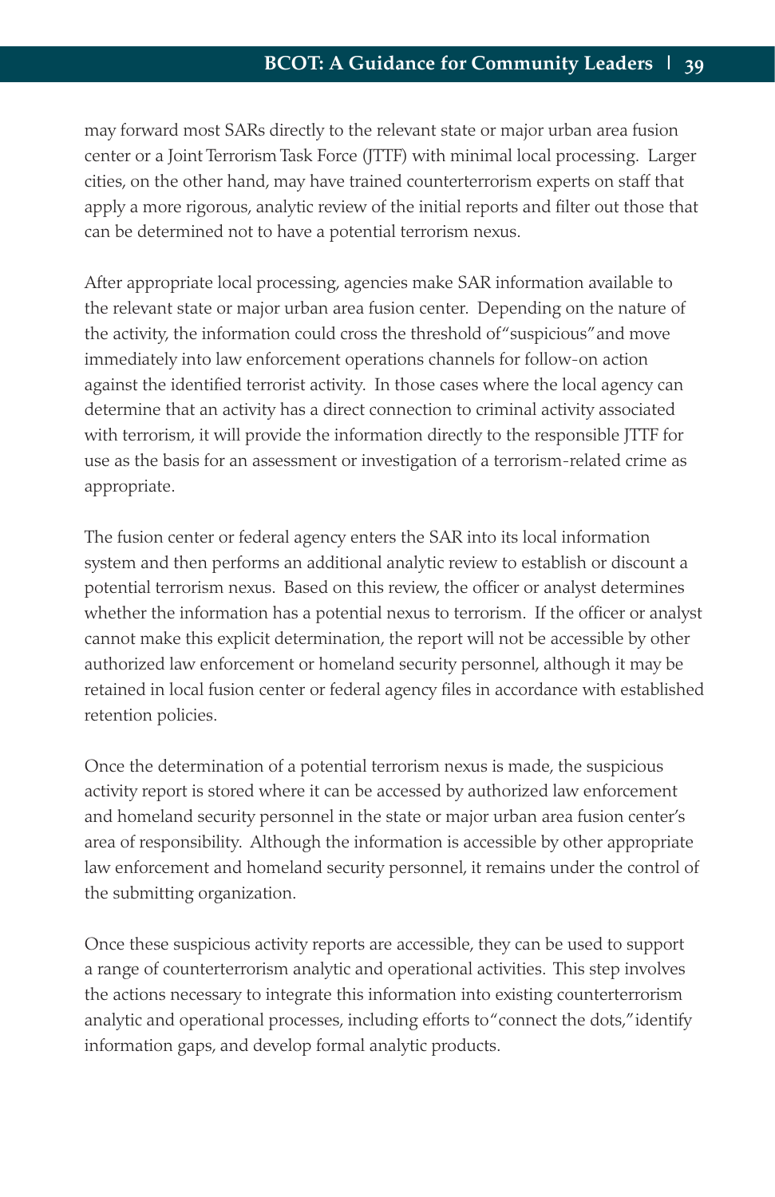may forward most SARs directly to the relevant state or major urban area fusion center or a Joint Terrorism Task Force (JTTF) with minimal local processing. Larger cities, on the other hand, may have trained counterterrorism experts on staff that apply a more rigorous, analytic review of the initial reports and filter out those that can be determined not to have a potential terrorism nexus.

After appropriate local processing, agencies make SAR information available to the relevant state or major urban area fusion center. Depending on the nature of the activity, the information could cross the threshold of "suspicious" and move immediately into law enforcement operations channels for follow-on action against the identified terrorist activity. In those cases where the local agency can determine that an activity has a direct connection to criminal activity associated with terrorism, it will provide the information directly to the responsible JTTF for use as the basis for an assessment or investigation of a terrorism-related crime as appropriate.

The fusion center or federal agency enters the SAR into its local information system and then performs an additional analytic review to establish or discount a potential terrorism nexus. Based on this review, the officer or analyst determines whether the information has a potential nexus to terrorism. If the officer or analyst cannot make this explicit determination, the report will not be accessible by other authorized law enforcement or homeland security personnel, although it may be retained in local fusion center or federal agency files in accordance with established retention policies.

Once the determination of a potential terrorism nexus is made, the suspicious activity report is stored where it can be accessed by authorized law enforcement and homeland security personnel in the state or major urban area fusion center's area of responsibility. Although the information is accessible by other appropriate law enforcement and homeland security personnel, it remains under the control of the submitting organization.

Once these suspicious activity reports are accessible, they can be used to support a range of counterterrorism analytic and operational activities. This step involves the actions necessary to integrate this information into existing counterterrorism analytic and operational processes, including efforts to "connect the dots," identify information gaps, and develop formal analytic products.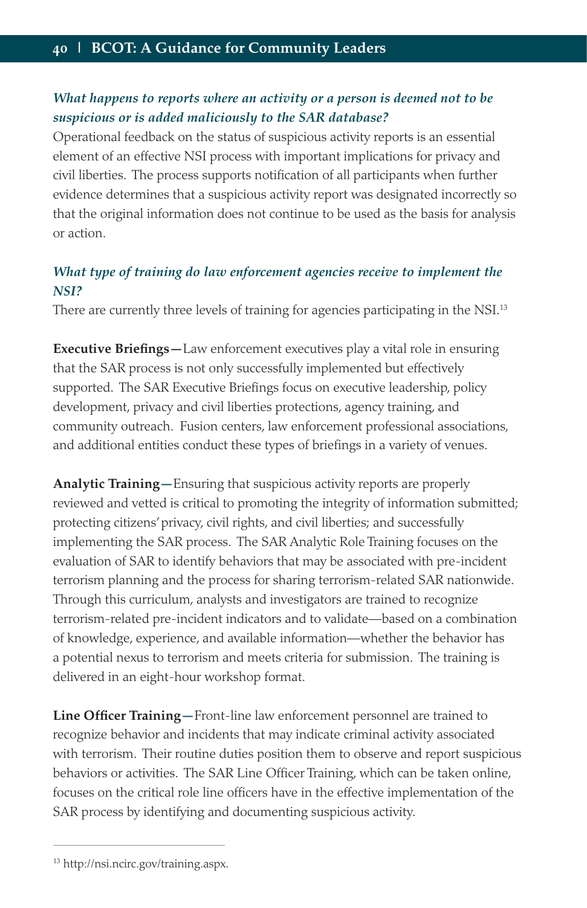### *What happens to reports where an activity or a person is deemed not to be suspicious or is added maliciously to the SAR database?*

Operational feedback on the status of suspicious activity reports is an essential element of an effective NSI process with important implications for privacy and civil liberties. The process supports notification of all participants when further evidence determines that a suspicious activity report was designated incorrectly so that the original information does not continue to be used as the basis for analysis or action.

### *What type of training do law enforcement agencies receive to implement the NSI?*

There are currently three levels of training for agencies participating in the NSI.[13]

**Executive Briefings—**Law enforcement executives play a vital role in ensuring that the SAR process is not only successfully implemented but effectively supported. The SAR Executive Briefings focus on executive leadership, policy development, privacy and civil liberties protections, agency training, and community outreach. Fusion centers, law enforcement professional associations, and additional entities conduct these types of briefings in a variety of venues.

**Analytic Training—**Ensuring that suspicious activity reports are properly reviewed and vetted is critical to promoting the integrity of information submitted; protecting citizens' privacy, civil rights, and civil liberties; and successfully implementing the SAR process. The SAR Analytic Role Training focuses on the evaluation of SAR to identify behaviors that may be associated with pre-incident terrorism planning and the process for sharing terrorism-related SAR nationwide. Through this curriculum, analysts and investigators are trained to recognize terrorism-related pre-incident indicators and to validate—based on a combination of knowledge, experience, and available information—whether the behavior has a potential nexus to terrorism and meets criteria for submission. The training is delivered in an eight-hour workshop format.

**Line Officer Training—**Front-line law enforcement personnel are trained to recognize behavior and incidents that may indicate criminal activity associated with terrorism. Their routine duties position them to observe and report suspicious behaviors or activities. The SAR Line Officer Training, which can be taken online, focuses on the critical role line officers have in the effective implementation of the SAR process by identifying and documenting suspicious activity.

---

[13] http://nsi.ncirc.gov/training.aspx.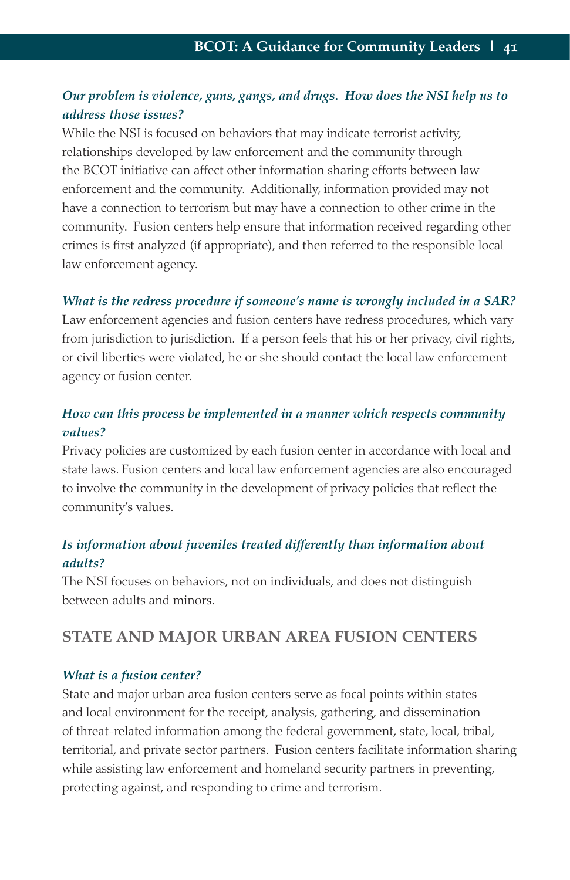***Our problem is violence, guns, gangs, and drugs. How does the NSI help us to address those issues?***

While the NSI is focused on behaviors that may indicate terrorist activity, relationships developed by law enforcement and the community through the BCOT initiative can affect other information sharing efforts between law enforcement and the community. Additionally, information provided may not have a connection to terrorism but may have a connection to other crime in the community. Fusion centers help ensure that information received regarding other crimes is first analyzed (if appropriate), and then referred to the responsible local law enforcement agency.

***What is the redress procedure if someone's name is wrongly included in a SAR?***

Law enforcement agencies and fusion centers have redress procedures, which vary from jurisdiction to jurisdiction. If a person feels that his or her privacy, civil rights, or civil liberties were violated, he or she should contact the local law enforcement agency or fusion center.

***How can this process be implemented in a manner which respects community values?***

Privacy policies are customized by each fusion center in accordance with local and state laws. Fusion centers and local law enforcement agencies are also encouraged to involve the community in the development of privacy policies that reflect the community's values.

***Is information about juveniles treated differently than information about adults?***

The NSI focuses on behaviors, not on individuals, and does not distinguish between adults and minors.

## STATE AND MAJOR URBAN AREA FUSION CENTERS

***What is a fusion center?***

State and major urban fusion centers serve as focal points within states and local environment for the receipt, analysis, gathering, and dissemination of threat-related information among the federal government, state, local, tribal, territorial, and private sector partners. Fusion centers facilitate information sharing while assisting law enforcement and homeland security partners in preventing, protecting against, and responding to crime and terrorism.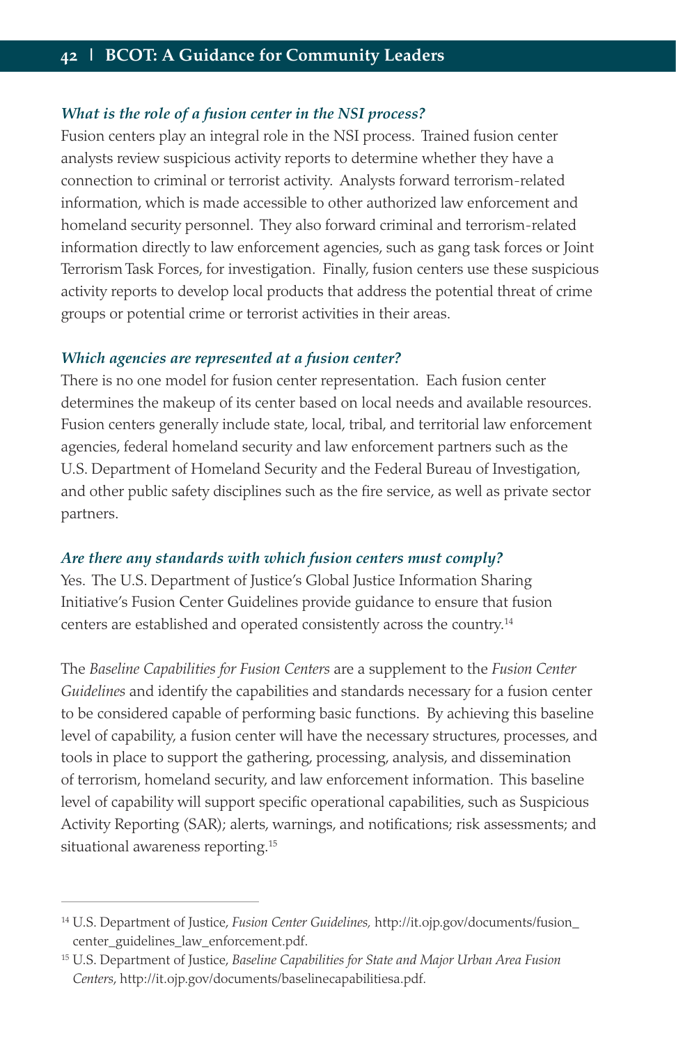### *What is the role of a fusion center in the NSI process?*

Fusion centers play an integral role in the NSI process. Trained fusion center analysts review suspicious activity reports to determine whether they have a connection to criminal or terrorist activity. Analysts forward terrorism-related information, which is made accessible to other authorized law enforcement and homeland security personnel. They also forward criminal and terrorism-related information directly to law enforcement agencies, such as gang task forces or Joint Terrorism Task Forces, for investigation. Finally, fusion centers use these suspicious activity reports to develop local products that address the potential threat of crime groups or potential crime or terrorist activities in their areas.

### *Which agencies are represented at a fusion center?*

There is no one model for fusion center representation. Each fusion center determines the makeup of its center based on local needs and available resources. Fusion centers generally include state, local, tribal, and territorial law enforcement agencies, federal homeland security and law enforcement partners such as the U.S. Department of Homeland Security and the Federal Bureau of Investigation, and other public safety disciplines such as the fire service, as well as private sector partners.

### *Are there any standards with which fusion centers must comply?*

Yes. The U.S. Department of Justice's Global Justice Information Sharing Initiative's Fusion Center Guidelines provide guidance to ensure that fusion centers are established and operated consistently across the country.[14]

The *Baseline Capabilities for Fusion Centers* are a supplement to the *Fusion Center Guidelines* and identify the capabilities and standards necessary for a fusion center to be considered capable of performing basic functions. By achieving this baseline level of capability, a fusion center will have the necessary structures, processes, and tools in place to support the gathering, processing, analysis, and dissemination of terrorism, homeland security, and law enforcement information. This baseline level of capability will support specific operational capabilities, such as Suspicious Activity Reporting (SAR); alerts, warnings, and notifications; risk assessments; and situational awareness reporting.[15]

---

[14] U.S. Department of Justice, *Fusion Center Guidelines,* http://it.ojp.gov/documents/fusion_center_guidelines_law_enforcement.pdf.

[15] U.S. Department of Justice, *Baseline Capabilities for State and Major Urban Area Fusion Centers*, http://it.ojp.gov/documents/baselinecapabilitiesa.pdf.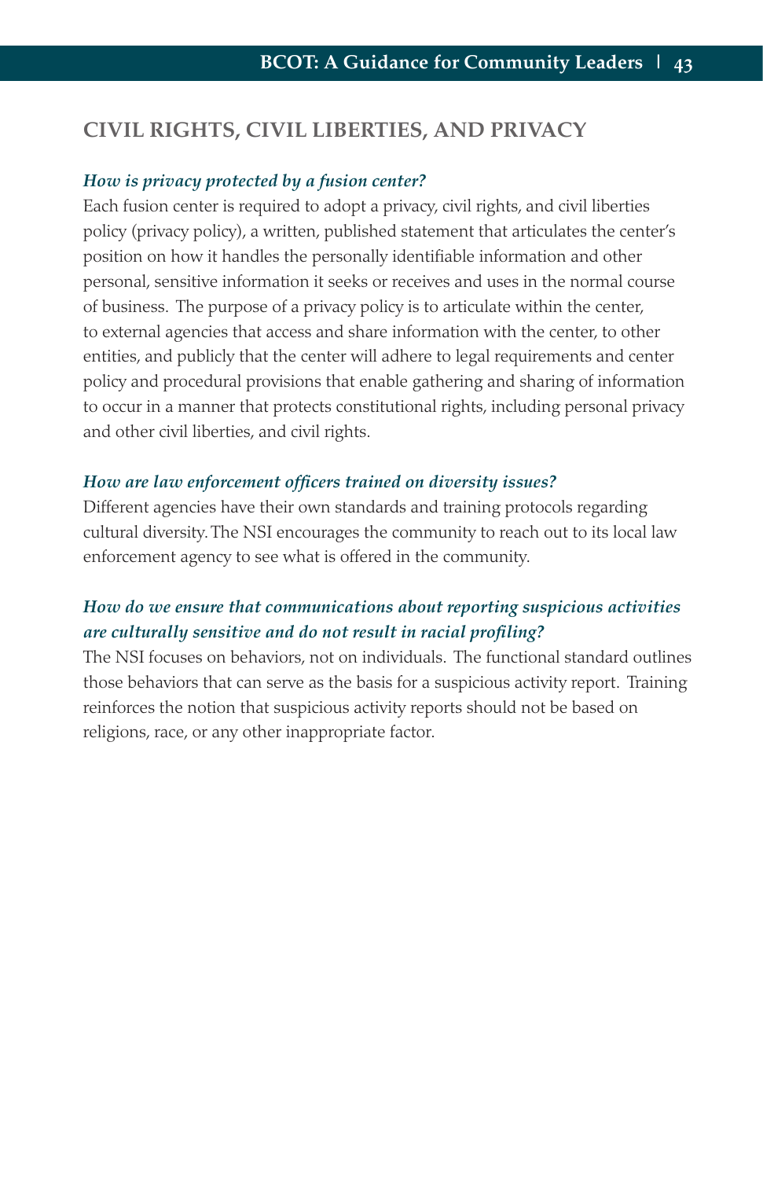## CIVIL RIGHTS, CIVIL LIBERTIES, AND PRIVACY

***How is privacy protected by a fusion center?***

Each fusion center is required to adopt a privacy, civil rights, and civil liberties policy (privacy policy), a written, published statement that articulates the center's position on how it handles the personally identifiable information and other personal, sensitive information it seeks or receives and uses in the normal course of business. The purpose of a privacy policy is to articulate within the center, to external agencies that access and share information with the center, to other entities, and publicly that the center will adhere to legal requirements and center policy and procedural provisions that enable gathering and sharing of information to occur in a manner that protects constitutional rights, including personal privacy and other civil liberties, and civil rights.

***How are law enforcement officers trained on diversity issues?***

Different agencies have their own standards and training protocols regarding cultural diversity. The NSI encourages the community to reach out to its local law enforcement agency to see what is offered in the community.

***How do we ensure that communications about reporting suspicious activities are culturally sensitive and do not result in racial profiling?***

The NSI focuses on behaviors, not on individuals. The functional standard outlines those behaviors that can serve as the basis for a suspicious activity report. Training reinforces the notion that suspicious activity reports should not be based on religions, race, or any other inappropriate factor.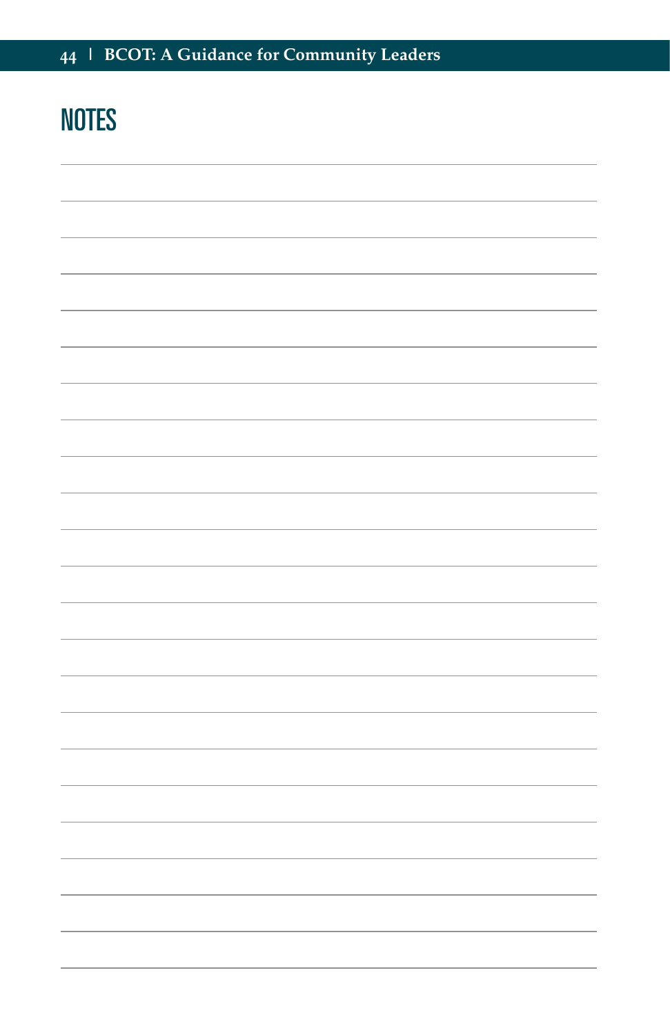# NOTES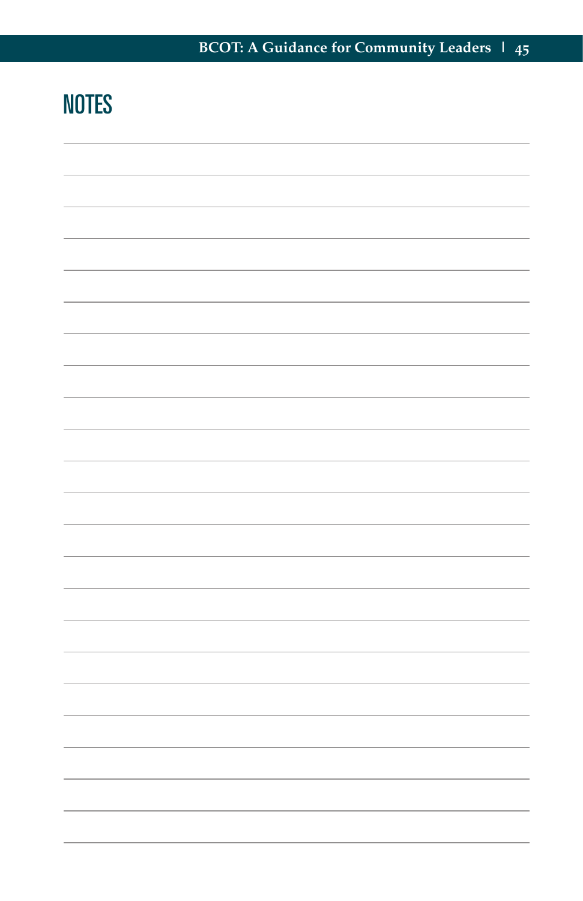# NOTES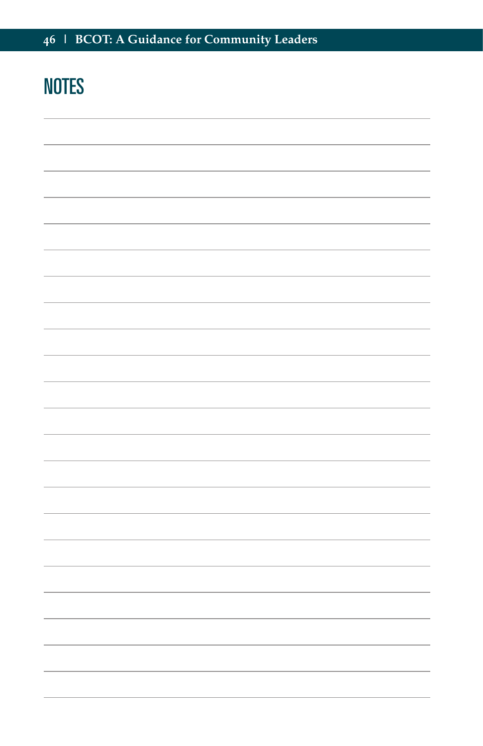# NOTES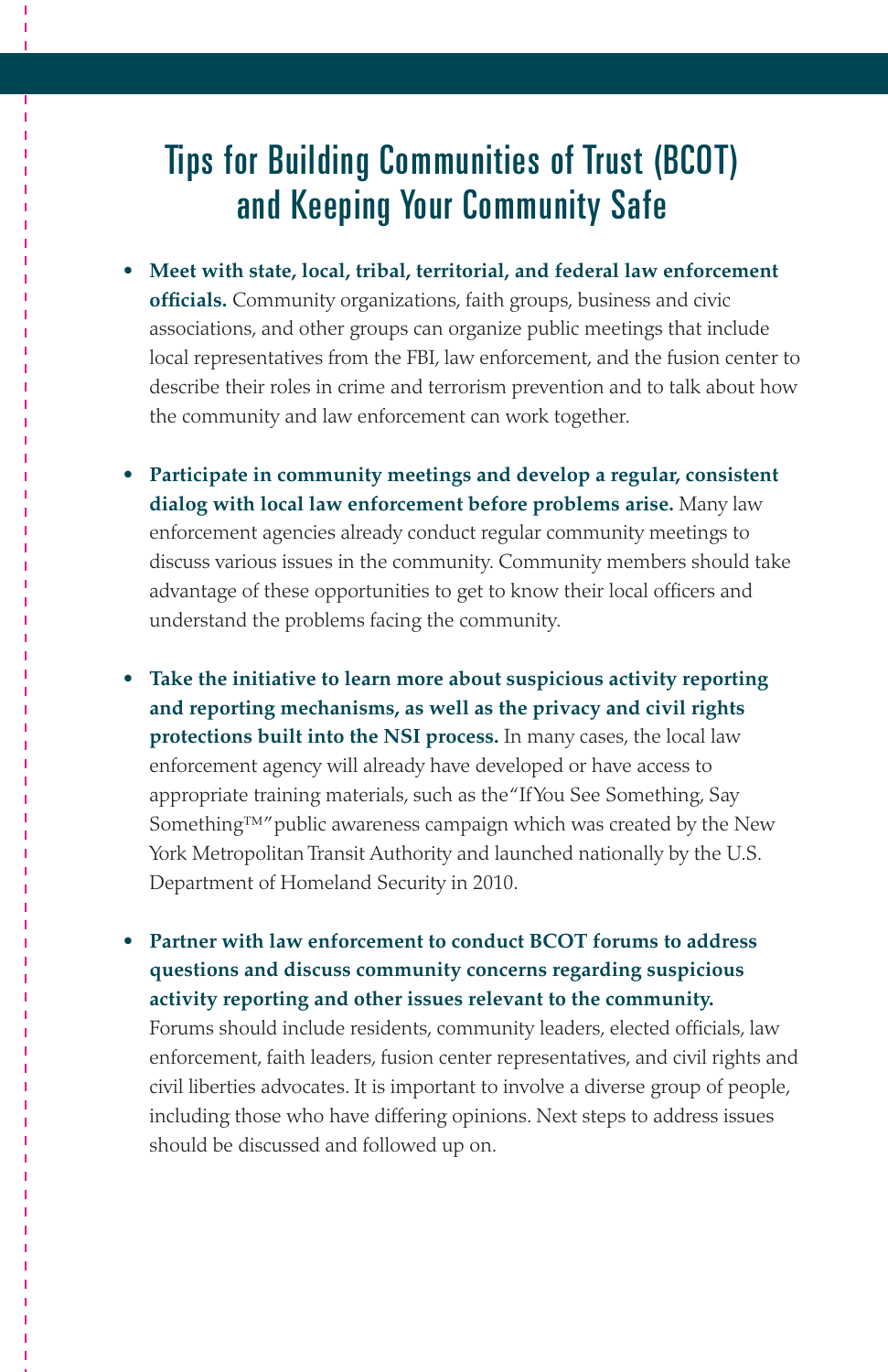# Tips for Building Communities of Trust (BCOT) and Keeping Your Community Safe

- **Meet with state, local, tribal, territorial, and federal law enforcement officials.** Community organizations, faith groups, business and civic associations, and other groups can organize public meetings that include local representatives from the FBI, law enforcement, and the fusion center to describe their roles in crime and terrorism prevention and to talk about how the community and law enforcement can work together.

- **Participate in community meetings and develop a regular, consistent dialog with local law enforcement before problems arise.** Many law enforcement agencies already conduct regular community meetings to discuss various issues in the community. Community members should take advantage of these opportunities to get to know their local officers and understand the problems facing the community.

- **Take the initiative to learn more about suspicious activity reporting and reporting mechanisms, as well as the privacy and civil rights protections built into the NSI process.** In many cases, the local law enforcement agency will already have developed or have access to appropriate training materials, such as the "If You See Something, Say Something™" public awareness campaign which was created by the New York Metropolitan Transit Authority and launched nationally by the U.S. Department of Homeland Security in 2010.

- **Partner with law enforcement to conduct BCOT forums to address questions and discuss community concerns regarding suspicious activity reporting and other issues relevant to the community.** Forums should include residents, community leaders, elected officials, law enforcement, faith leaders, fusion center representatives, and civil rights and civil liberties advocates. It is important to involve a diverse group of people, including those who have differing opinions. Next steps to address issues should be discussed and followed up on.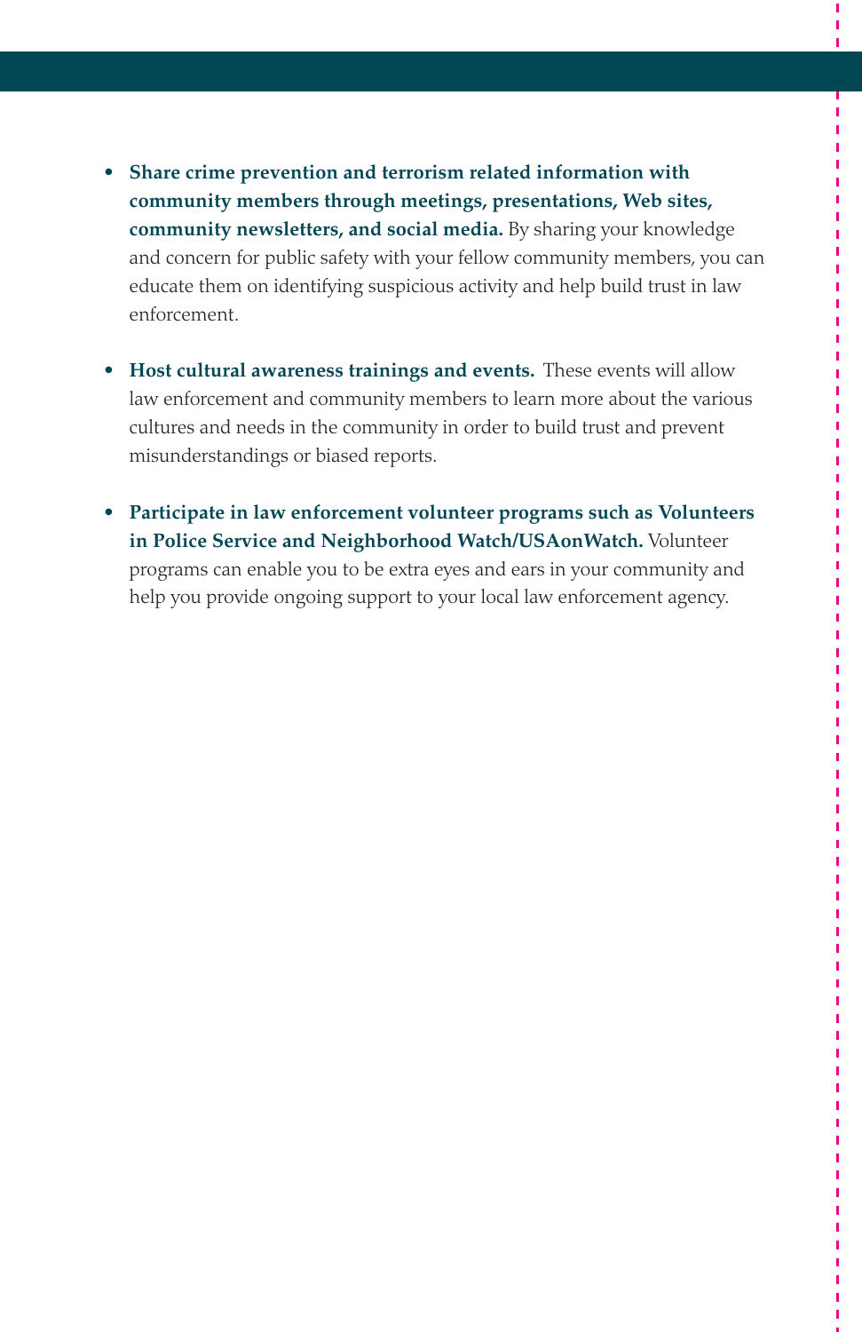- **Share crime prevention and terrorism related information with community members through meetings, presentations, Web sites, community newsletters, and social media.** By sharing your knowledge and concern for public safety with your fellow community members, you can educate them on identifying suspicious activity and help build trust in law enforcement.

- **Host cultural awareness trainings and events.** These events will allow law enforcement and community members to learn more about the various cultures and needs in the community in order to build trust and prevent misunderstandings or biased reports.

- **Participate in law enforcement volunteer programs such as Volunteers in Police Service and Neighborhood Watch/USAonWatch.** Volunteer programs can enable you to be extra eyes and ears in your community and help you provide ongoing support to your local law enforcement agency.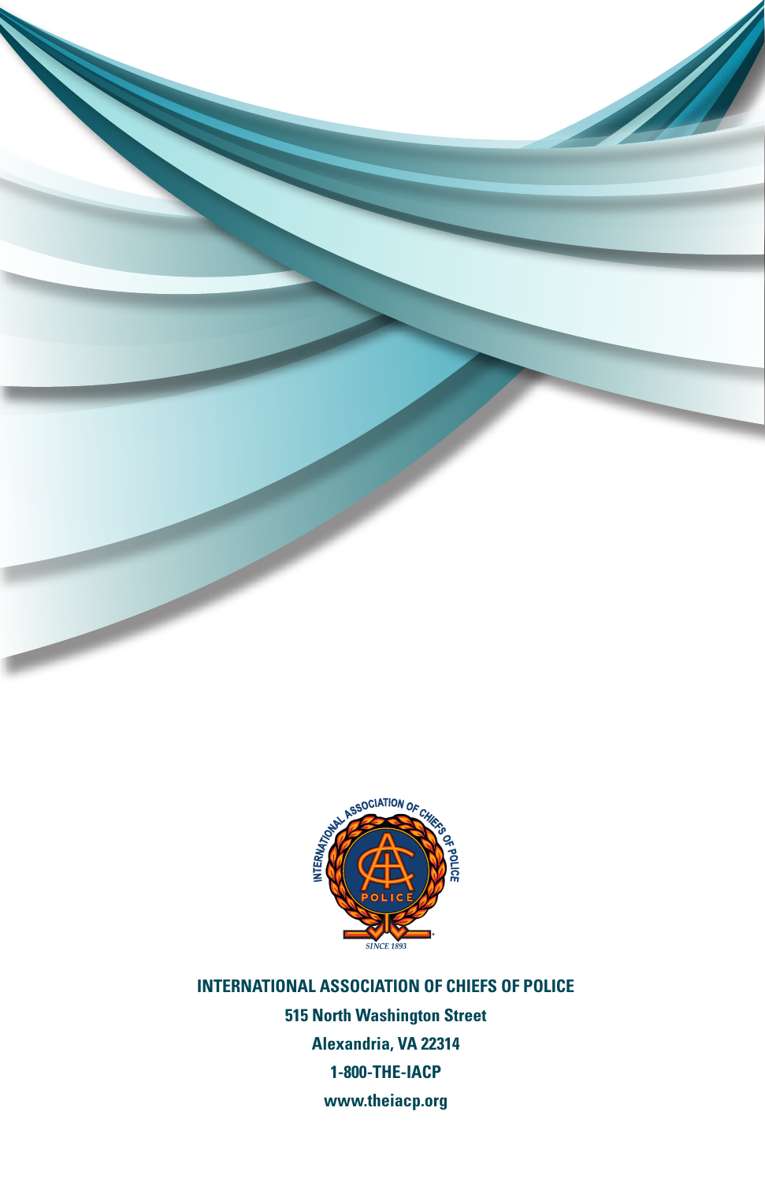**INTERNATIONAL ASSOCIATION OF CHIEFS OF POLICE**

**515 North Washington Street**

**Alexandria, VA 22314**

**1-800-THE-IACP**

**www.theiacp.org**